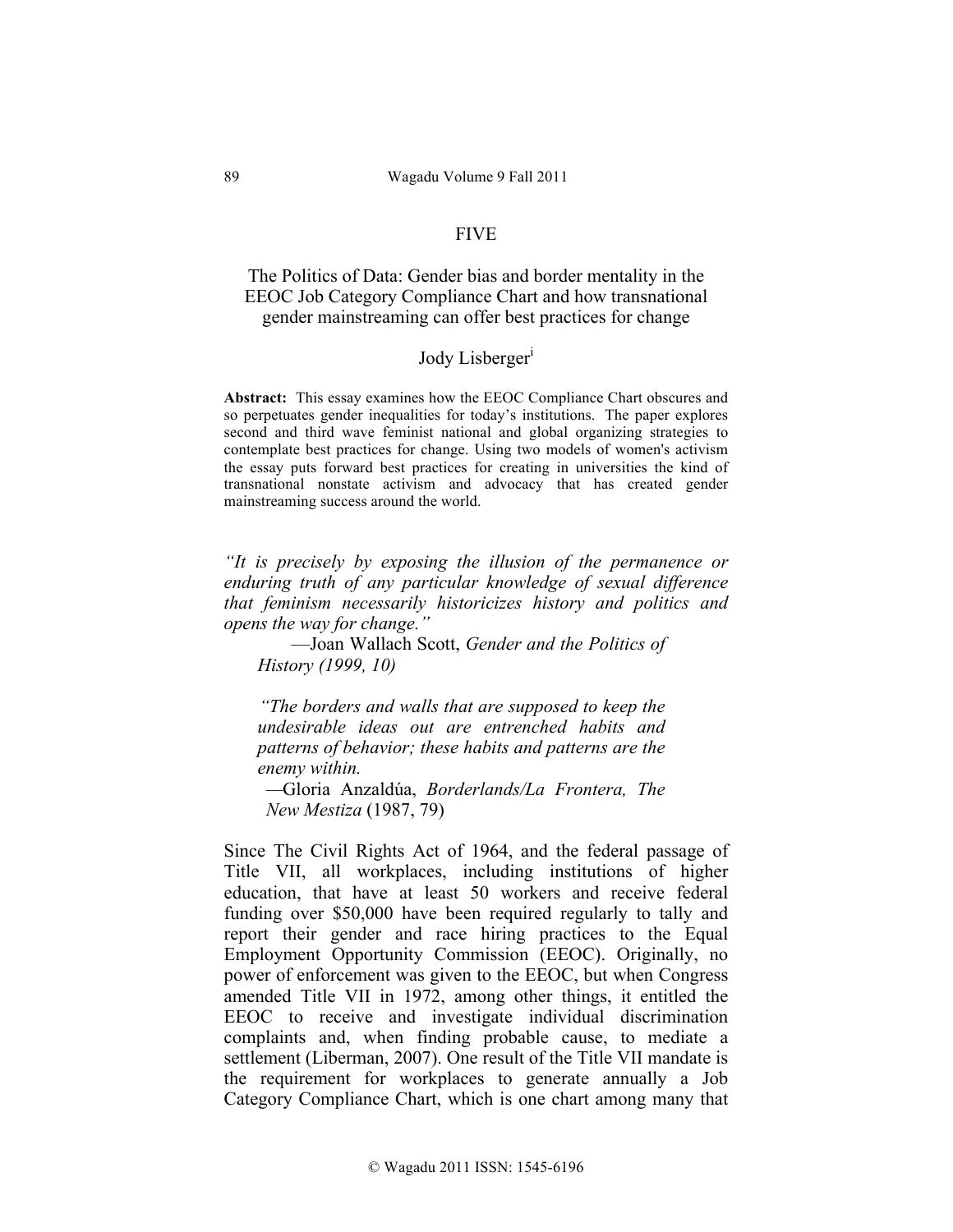FIVE

# The Politics of Data: Gender bias and border mentality in the EEOC Job Category Compliance Chart and how transnational gender mainstreaming can offer best practices for change

Jody Lisberger[i]

**Abstract:** This essay examines how the EEOC Compliance Chart obscures and so perpetuates gender inequalities for today's institutions. The paper explores second and third wave feminist national and global organizing strategies to contemplate best practices for change. Using two models of women's activism the essay puts forward best practices for creating in universities the kind of transnational nonstate activism and advocacy that has created gender mainstreaming success around the world.

*"It is precisely by exposing the illusion of the permanence or enduring truth of any particular knowledge of sexual difference that feminism necessarily historicizes history and politics and opens the way for change."*

—Joan Wallach Scott, *Gender and the Politics of History (1999, 10)*

*"The borders and walls that are supposed to keep the undesirable ideas out are entrenched habits and patterns of behavior; these habits and patterns are the enemy within.*

—Gloria Anzaldúa, *Borderlands/La Frontera, The New Mestiza* (1987, 79)

Since The Civil Rights Act of 1964, and the federal passage of Title VII, all workplaces, including institutions of higher education, that have at least 50 workers and receive federal funding over $50,000 have been required regularly to tally and report their gender and race hiring practices to the Equal Employment Opportunity Commission (EEOC). Originally, no power of enforcement was given to the EEOC, but when Congress amended Title VII in 1972, among other things, it entitled the EEOC to receive and investigate individual discrimination complaints and, when finding probable cause, to mediate a settlement (Liberman, 2007). One result of the Title VII mandate is the requirement for workplaces to generate annually a Job Category Compliance Chart, which is one chart among many that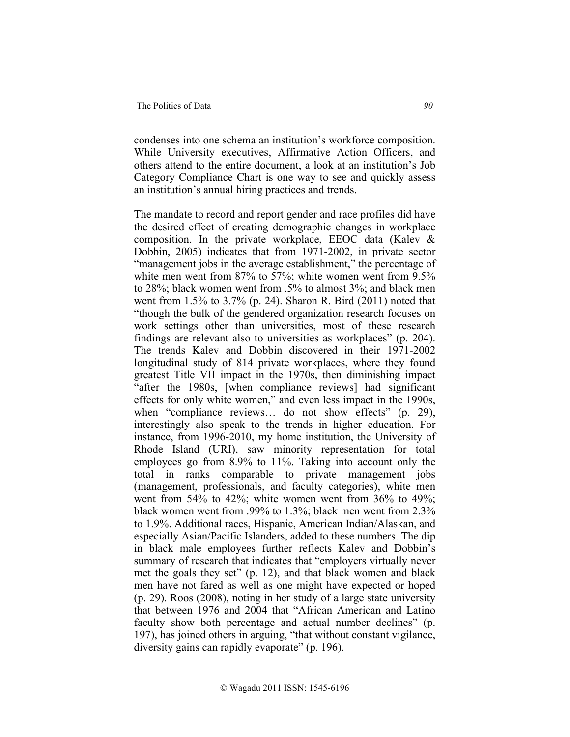condenses into one schema an institution's workforce composition. While University executives, Affirmative Action Officers, and others attend to the entire document, a look at an institution's Job Category Compliance Chart is one way to see and quickly assess an institution's annual hiring practices and trends.

The mandate to record and report gender and race profiles did have the desired effect of creating demographic changes in workplace composition. In the private workplace, EEOC data (Kalev & Dobbin, 2005) indicates that from 1971-2002, in private sector "management jobs in the average establishment," the percentage of white men went from 87% to 57%; white women went from 9.5% to 28%; black women went from .5% to almost 3%; and black men went from 1.5% to 3.7% (p. 24). Sharon R. Bird (2011) noted that "though the bulk of the gendered organization research focuses on work settings other than universities, most of these research findings are relevant also to universities as workplaces" (p. 204). The trends Kalev and Dobbin discovered in their 1971-2002 longitudinal study of 814 private workplaces, where they found greatest Title VII impact in the 1970s, then diminishing impact "after the 1980s, [when compliance reviews] had significant effects for only white women," and even less impact in the 1990s, when "compliance reviews… do not show effects" (p. 29), interestingly also speak to the trends in higher education. For instance, from 1996-2010, my home institution, the University of Rhode Island (URI), saw minority representation for total employees go from 8.9% to 11%. Taking into account only the total in ranks comparable to private management jobs (management, professionals, and faculty categories), white men went from 54% to 42%; white women went from 36% to 49%; black women went from .99% to 1.3%; black men went from 2.3% to 1.9%. Additional races, Hispanic, American Indian/Alaskan, and especially Asian/Pacific Islanders, added to these numbers. The dip in black male employees further reflects Kalev and Dobbin's summary of research that indicates that "employers virtually never met the goals they set" (p. 12), and that black women and black men have not fared as well as one might have expected or hoped (p. 29). Roos (2008), noting in her study of a large state university that between 1976 and 2004 that "African American and Latino faculty show both percentage and actual number declines" (p. 197), has joined others in arguing, "that without constant vigilance, diversity gains can rapidly evaporate" (p. 196).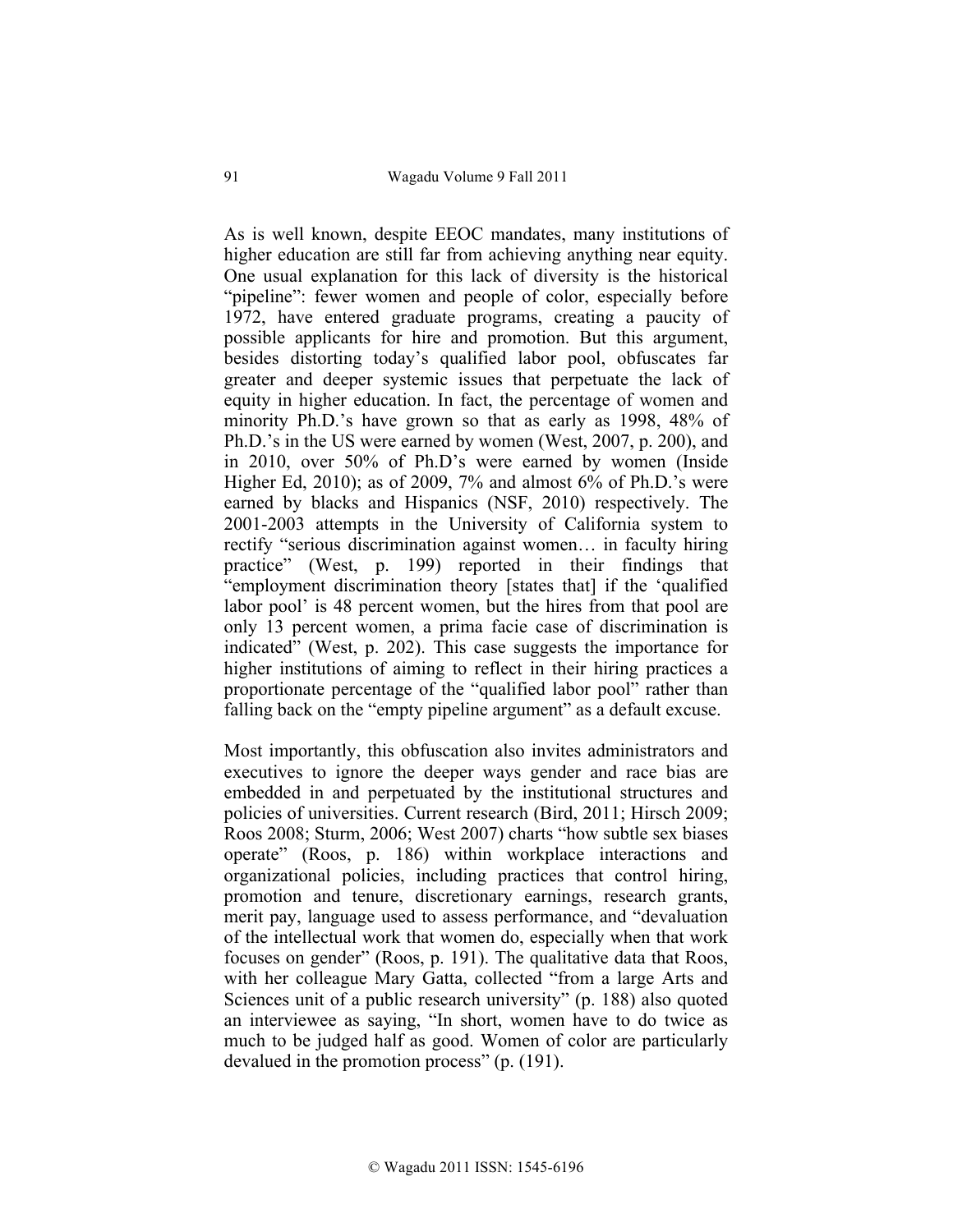As is well known, despite EEOC mandates, many institutions of higher education are still far from achieving anything near equity. One usual explanation for this lack of diversity is the historical "pipeline": fewer women and people of color, especially before 1972, have entered graduate programs, creating a paucity of possible applicants for hire and promotion. But this argument, besides distorting today's qualified labor pool, obfuscates far greater and deeper systemic issues that perpetuate the lack of equity in higher education. In fact, the percentage of women and minority Ph.D.'s have grown so that as early as 1998, 48% of Ph.D.'s in the US were earned by women (West, 2007, p. 200), and in 2010, over 50% of Ph.D's were earned by women (Inside Higher Ed, 2010); as of 2009, 7% and almost 6% of Ph.D.'s were earned by blacks and Hispanics (NSF, 2010) respectively. The 2001-2003 attempts in the University of California system to rectify "serious discrimination against women… in faculty hiring practice" (West, p. 199) reported in their findings that "employment discrimination theory [states that] if the 'qualified labor pool' is 48 percent women, but the hires from that pool are only 13 percent women, a prima facie case of discrimination is indicated" (West, p. 202). This case suggests the importance for higher institutions of aiming to reflect in their hiring practices a proportionate percentage of the "qualified labor pool" rather than falling back on the "empty pipeline argument" as a default excuse.

Most importantly, this obfuscation also invites administrators and executives to ignore the deeper ways gender and race bias are embedded in and perpetuated by the institutional structures and policies of universities. Current research (Bird, 2011; Hirsch 2009; Roos 2008; Sturm, 2006; West 2007) charts "how subtle sex biases operate" (Roos, p. 186) within workplace interactions and organizational policies, including practices that control hiring, promotion and tenure, discretionary earnings, research grants, merit pay, language used to assess performance, and "devaluation of the intellectual work that women do, especially when that work focuses on gender" (Roos, p. 191). The qualitative data that Roos, with her colleague Mary Gatta, collected "from a large Arts and Sciences unit of a public research university" (p. 188) also quoted an interviewee as saying, "In short, women have to do twice as much to be judged half as good. Women of color are particularly devalued in the promotion process" (p. (191).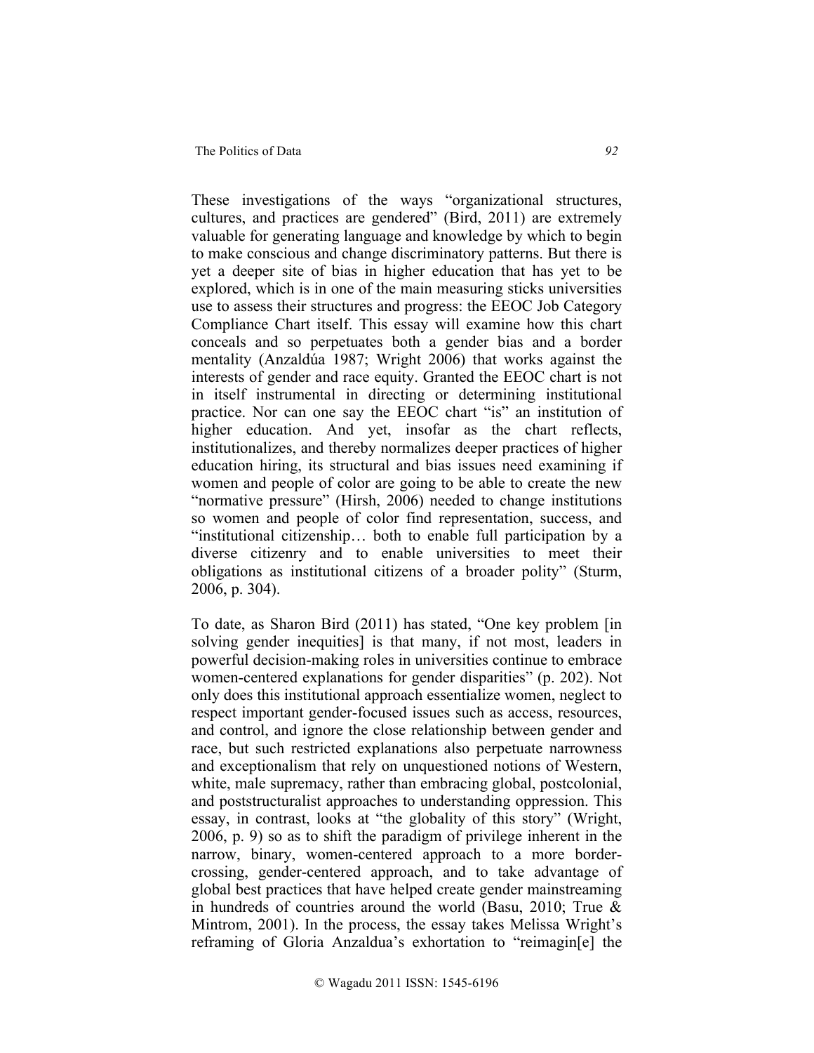These investigations of the ways "organizational structures, cultures, and practices are gendered" (Bird, 2011) are extremely valuable for generating language and knowledge by which to begin to make conscious and change discriminatory patterns. But there is yet a deeper site of bias in higher education that has yet to be explored, which is in one of the main measuring sticks universities use to assess their structures and progress: the EEOC Job Category Compliance Chart itself. This essay will examine how this chart conceals and so perpetuates both a gender bias and a border mentality (Anzaldúa 1987; Wright 2006) that works against the interests of gender and race equity. Granted the EEOC chart is not in itself instrumental in directing or determining institutional practice. Nor can one say the EEOC chart "is" an institution of higher education. And yet, insofar as the chart reflects, institutionalizes, and thereby normalizes deeper practices of higher education hiring, its structural and bias issues need examining if women and people of color are going to be able to create the new "normative pressure" (Hirsh, 2006) needed to change institutions so women and people of color find representation, success, and "institutional citizenship… both to enable full participation by a diverse citizenry and to enable universities to meet their obligations as institutional citizens of a broader polity" (Sturm, 2006, p. 304).

To date, as Sharon Bird (2011) has stated, "One key problem [in solving gender inequities] is that many, if not most, leaders in powerful decision-making roles in universities continue to embrace women-centered explanations for gender disparities" (p. 202). Not only does this institutional approach essentialize women, neglect to respect important gender-focused issues such as access, resources, and control, and ignore the close relationship between gender and race, but such restricted explanations also perpetuate narrowness and exceptionalism that rely on unquestioned notions of Western, white, male supremacy, rather than embracing global, postcolonial, and poststructuralist approaches to understanding oppression. This essay, in contrast, looks at "the globality of this story" (Wright, 2006, p. 9) so as to shift the paradigm of privilege inherent in the narrow, binary, women-centered approach to a more border-crossing, gender-centered approach, and to take advantage of global best practices that have helped create gender mainstreaming in hundreds of countries around the world (Basu, 2010; True & Mintrom, 2001). In the process, the essay takes Melissa Wright's reframing of Gloria Anzaldua's exhortation to "reimagin[e] the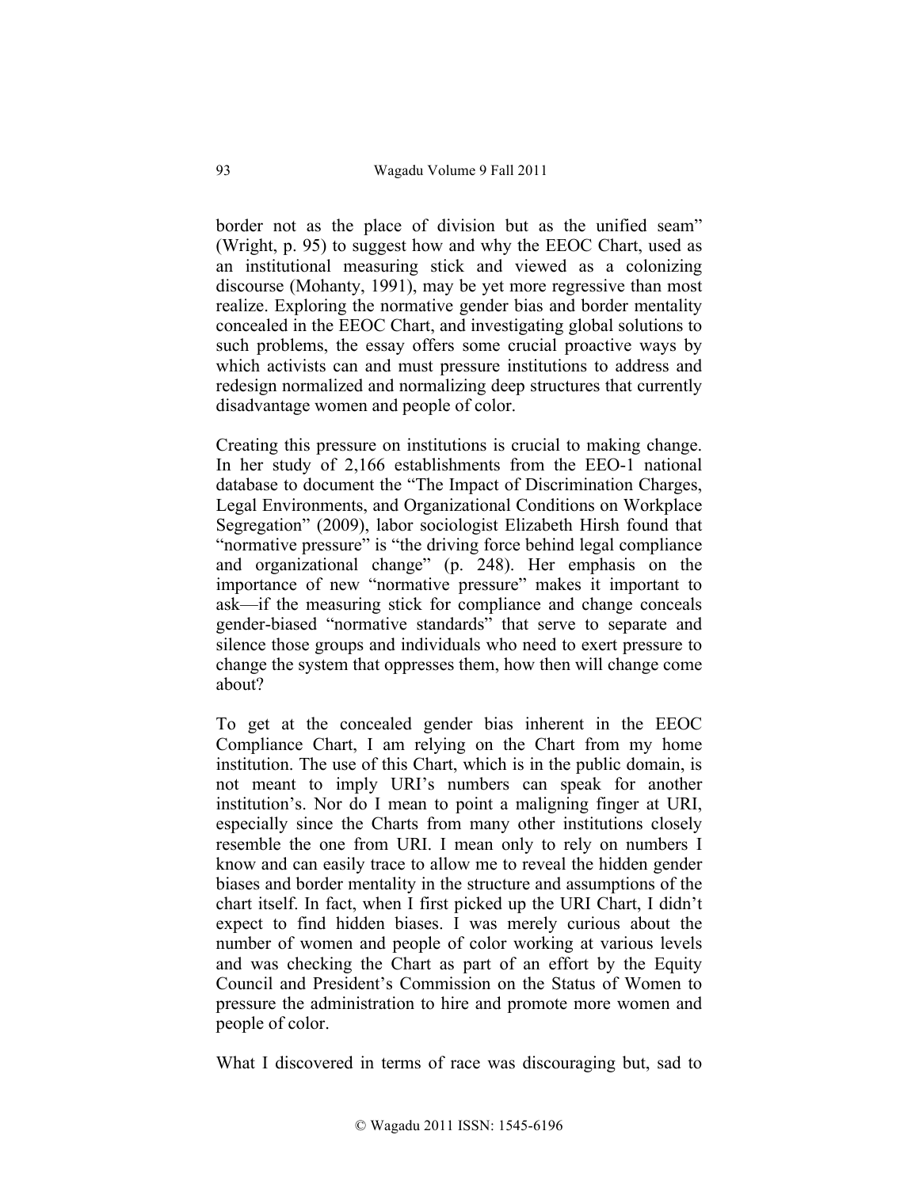border not as the place of division but as the unified seam" (Wright, p. 95) to suggest how and why the EEOC Chart, used as an institutional measuring stick and viewed as a colonizing discourse (Mohanty, 1991), may be yet more regressive than most realize. Exploring the normative gender bias and border mentality concealed in the EEOC Chart, and investigating global solutions to such problems, the essay offers some crucial proactive ways by which activists can and must pressure institutions to address and redesign normalized and normalizing deep structures that currently disadvantage women and people of color.

Creating this pressure on institutions is crucial to making change. In her study of 2,166 establishments from the EEO-1 national database to document the "The Impact of Discrimination Charges, Legal Environments, and Organizational Conditions on Workplace Segregation" (2009), labor sociologist Elizabeth Hirsh found that "normative pressure" is "the driving force behind legal compliance and organizational change" (p. 248). Her emphasis on the importance of new "normative pressure" makes it important to ask—if the measuring stick for compliance and change conceals gender-biased "normative standards" that serve to separate and silence those groups and individuals who need to exert pressure to change the system that oppresses them, how then will change come about?

To get at the concealed gender bias inherent in the EEOC Compliance Chart, I am relying on the Chart from my home institution. The use of this Chart, which is in the public domain, is not meant to imply URI's numbers can speak for another institution's. Nor do I mean to point a maligning finger at URI, especially since the Charts from many other institutions closely resemble the one from URI. I mean only to rely on numbers I know and can easily trace to allow me to reveal the hidden gender biases and border mentality in the structure and assumptions of the chart itself. In fact, when I first picked up the URI Chart, I didn't expect to find hidden biases. I was merely curious about the number of women and people of color working at various levels and was checking the Chart as part of an effort by the Equity Council and President's Commission on the Status of Women to pressure the administration to hire and promote more women and people of color.

What I discovered in terms of race was discouraging but, sad to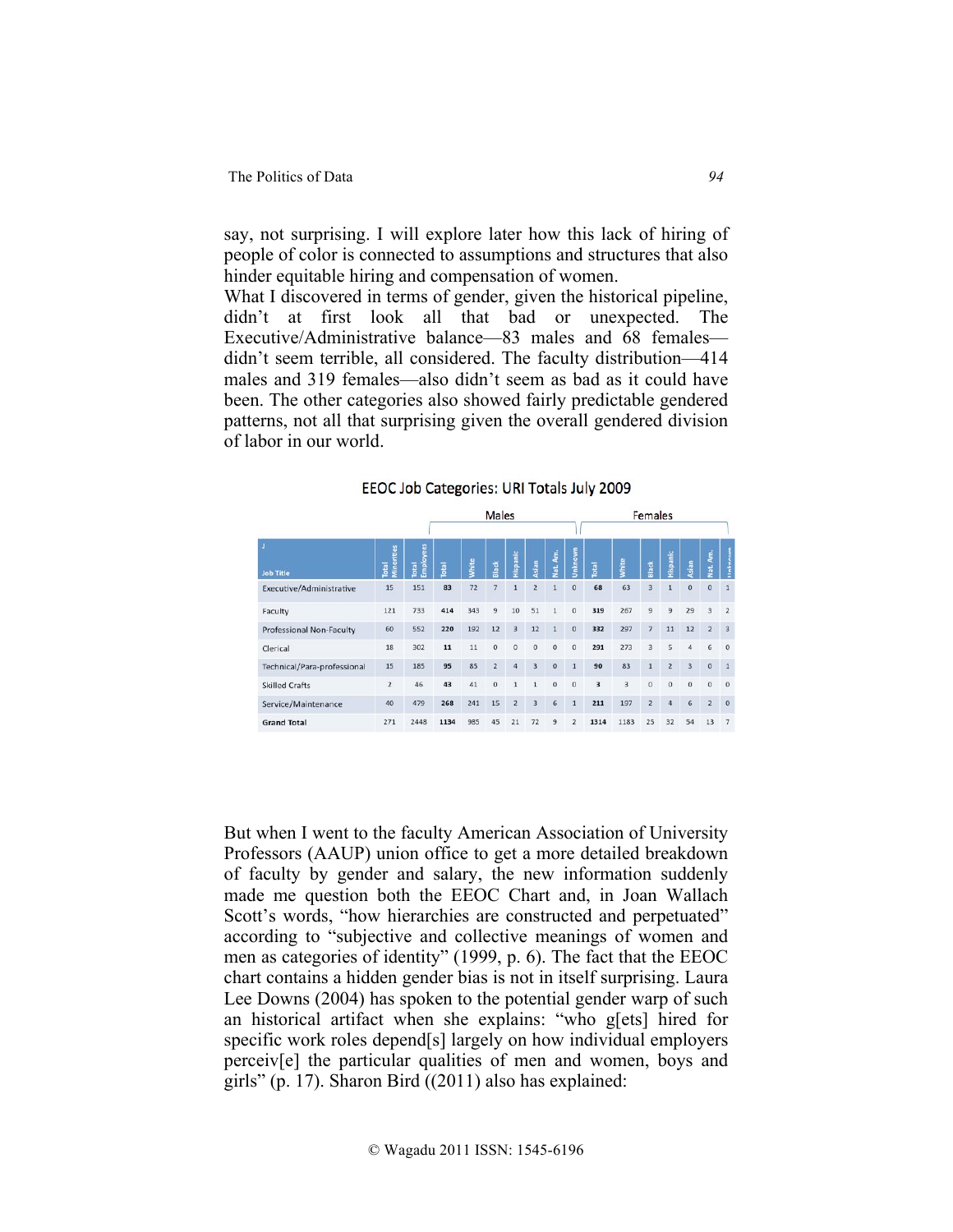say, not surprising. I will explore later how this lack of hiring of people of color is connected to assumptions and structures that also hinder equitable hiring and compensation of women.

What I discovered in terms of gender, given the historical pipeline, didn't at first look all that bad or unexpected. The Executive/Administrative balance—83 males and 68 females—didn't seem terrible, all considered. The faculty distribution—414 males and 319 females—also didn't seem as bad as it could have been. The other categories also showed fairly predictable gendered patterns, not all that surprising given the overall gendered division of labor in our world.

EEOC Job Categories: URI Totals July 2009

| | | | Males | | | | | | | Females | | | | | | |
|---|---|---|---|---|---|---|---|---|---|---|---|---|---|---|---|---|
| Job Title | Total Minorities | Total Employees | Total | White | Black | Hispanic | Asian | Nat. Am. | Unknown | Total | White | Black | Hispanic | Asian | Nat. Am. | Unknown |
| Executive/Administrative | 15 | 151 | **83** | 72 | 7 | 1 | 2 | 1 | 0 | **68** | 63 | 3 | 1 | 0 | 0 | 1 |
| Faculty | 121 | 733 | **414** | 343 | 9 | 10 | 51 | 1 | 0 | **319** | 267 | 9 | 9 | 29 | 3 | 2 |
| Professional Non-Faculty | 60 | 552 | **220** | 192 | 12 | 3 | 12 | 1 | 0 | **332** | 297 | 7 | 11 | 12 | 2 | 3 |
| Clerical | 18 | 302 | **11** | 11 | 0 | 0 | 0 | 0 | 0 | **291** | 273 | 3 | 5 | 4 | 6 | 0 |
| Technical/Para-professional | 15 | 185 | **95** | 85 | 2 | 4 | 3 | 0 | 1 | **90** | 83 | 1 | 2 | 3 | 0 | 1 |
| Skilled Crafts | 2 | 46 | **43** | 41 | 0 | 1 | 1 | 0 | 0 | **3** | 3 | 0 | 0 | 0 | 0 | 0 |
| Service/Maintenance | 40 | 479 | **268** | 241 | 15 | 2 | 3 | 6 | 1 | **211** | 197 | 2 | 4 | 6 | 2 | 0 |
| **Grand Total** | 271 | 2448 | **1134** | 985 | 45 | 21 | 72 | 9 | 2 | **1314** | 1183 | 25 | 32 | 54 | 13 | 7 |

But when I went to the faculty American Association of University Professors (AAUP) union office to get a more detailed breakdown of faculty by gender and salary, the new information suddenly made me question both the EEOC Chart and, in Joan Wallach Scott's words, "how hierarchies are constructed and perpetuated" according to "subjective and collective meanings of women and men as categories of identity" (1999, p. 6). The fact that the EEOC chart contains a hidden gender bias is not in itself surprising. Laura Lee Downs (2004) has spoken to the potential gender warp of such an historical artifact when she explains: "who g[ets] hired for specific work roles depend[s] largely on how individual employers perceiv[e] the particular qualities of men and women, boys and girls" (p. 17). Sharon Bird ((2011) also has explained: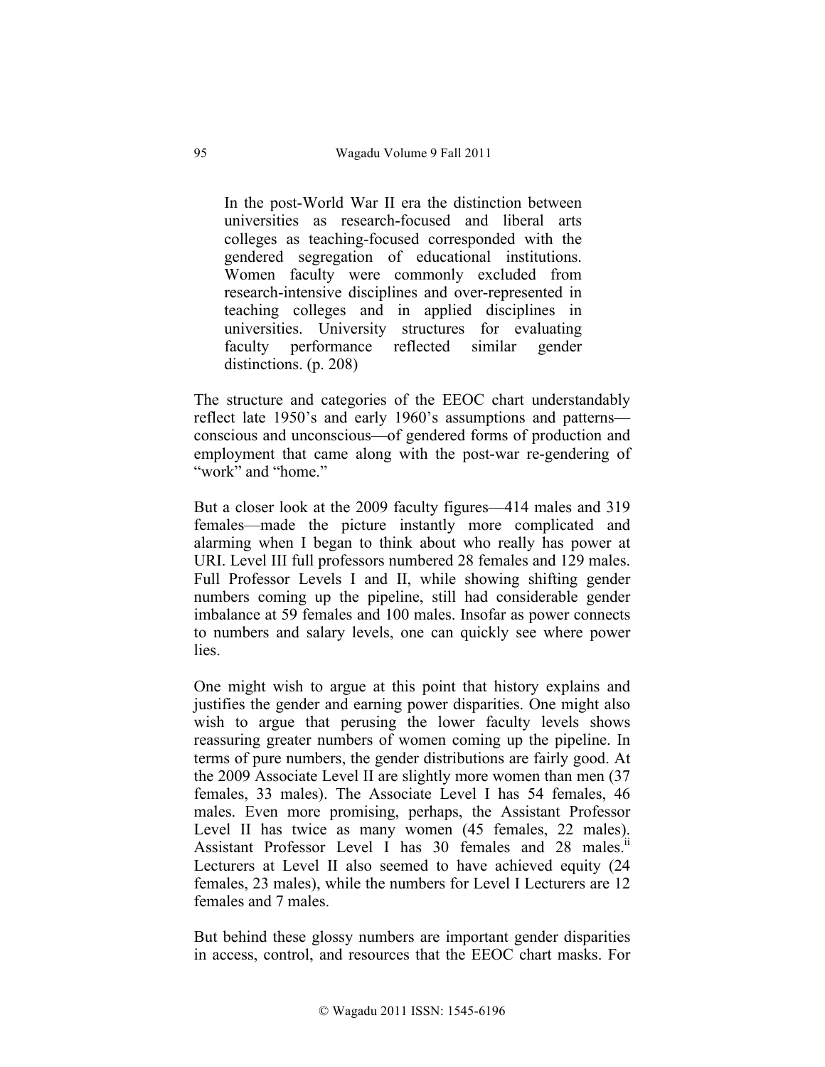> In the post-World War II era the distinction between universities as research-focused and liberal arts colleges as teaching-focused corresponded with the gendered segregation of educational institutions. Women faculty were commonly excluded from research-intensive disciplines and over-represented in teaching colleges and in applied disciplines in universities. University structures for evaluating faculty performance reflected similar gender distinctions. (p. 208)

The structure and categories of the EEOC chart understandably reflect late 1950's and early 1960's assumptions and patterns—conscious and unconscious—of gendered forms of production and employment that came along with the post-war re-gendering of "work" and "home."

But a closer look at the 2009 faculty figures—414 males and 319 females—made the picture instantly more complicated and alarming when I began to think about who really has power at URI. Level III full professors numbered 28 females and 129 males. Full Professor Levels I and II, while showing shifting gender numbers coming up the pipeline, still had considerable gender imbalance at 59 females and 100 males. Insofar as power connects to numbers and salary levels, one can quickly see where power lies.

One might wish to argue at this point that history explains and justifies the gender and earning power disparities. One might also wish to argue that perusing the lower faculty levels shows reassuring greater numbers of women coming up the pipeline. In terms of pure numbers, the gender distributions are fairly good. At the 2009 Associate Level II are slightly more women than men (37 females, 33 males). The Associate Level I has 54 females, 46 males. Even more promising, perhaps, the Assistant Professor Level II has twice as many women (45 females, 22 males). Assistant Professor Level I has 30 females and 28 males.[ii] Lecturers at Level II also seemed to have achieved equity (24 females, 23 males), while the numbers for Level I Lecturers are 12 females and 7 males.

But behind these glossy numbers are important gender disparities in access, control, and resources that the EEOC chart masks. For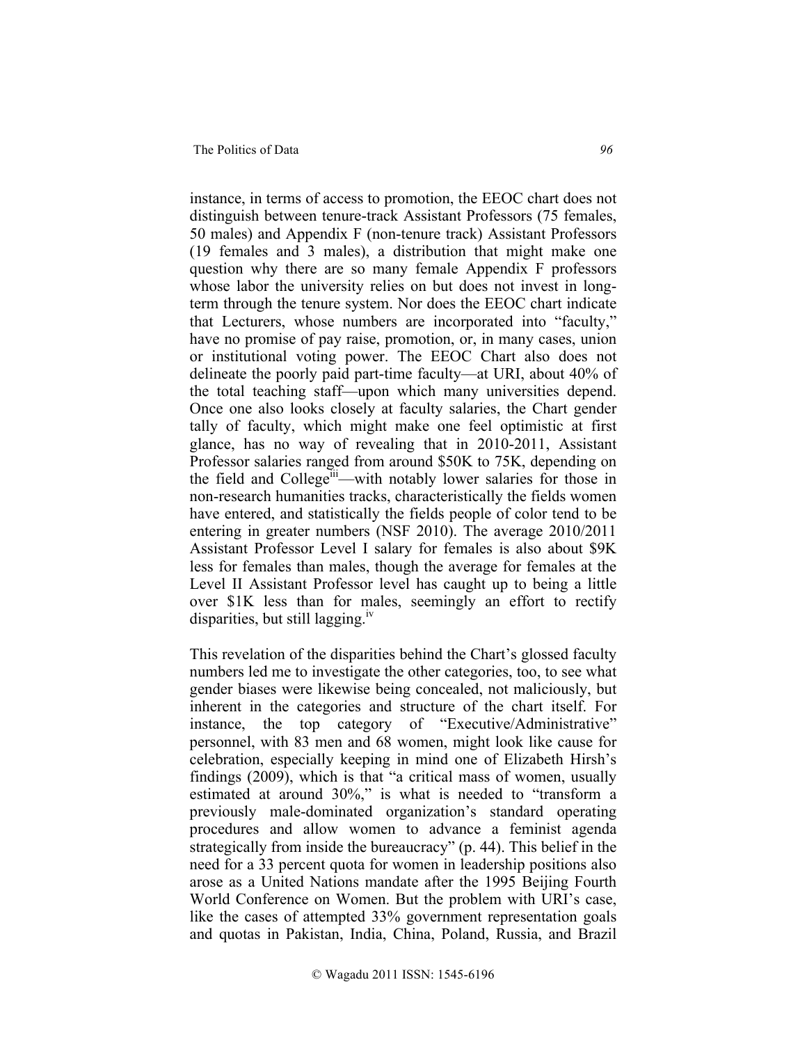instance, in terms of access to promotion, the EEOC chart does not distinguish between tenure-track Assistant Professors (75 females, 50 males) and Appendix F (non-tenure track) Assistant Professors (19 females and 3 males), a distribution that might make one question why there are so many female Appendix F professors whose labor the university relies on but does not invest in long-term through the tenure system. Nor does the EEOC chart indicate that Lecturers, whose numbers are incorporated into "faculty," have no promise of pay raise, promotion, or, in many cases, union or institutional voting power. The EEOC Chart also does not delineate the poorly paid part-time faculty—at URI, about 40% of the total teaching staff—upon which many universities depend. Once one also looks closely at faculty salaries, the Chart gender tally of faculty, which might make one feel optimistic at first glance, has no way of revealing that in 2010-2011, Assistant Professor salaries ranged from around $50K to 75K, depending on the field and College[iii]—with notably lower salaries for those in non-research humanities tracks, characteristically the fields women have entered, and statistically the fields people of color tend to be entering in greater numbers (NSF 2010). The average 2010/2011 Assistant Professor Level I salary for females is also about $9K less for females than males, though the average for females at the Level II Assistant Professor level has caught up to being a little over $1K less than for males, seemingly an effort to rectify disparities, but still lagging.[iv]

This revelation of the disparities behind the Chart's glossed faculty numbers led me to investigate the other categories, too, to see what gender biases were likewise being concealed, not maliciously, but inherent in the categories and structure of the chart itself. For instance, the top category of "Executive/Administrative" personnel, with 83 men and 68 women, might look like cause for celebration, especially keeping in mind one of Elizabeth Hirsh's findings (2009), which is that "a critical mass of women, usually estimated at around 30%," is what is needed to "transform a previously male-dominated organization's standard operating procedures and allow women to advance a feminist agenda strategically from inside the bureaucracy" (p. 44). This belief in the need for a 33 percent quota for women in leadership positions also arose as a United Nations mandate after the 1995 Beijing Fourth World Conference on Women. But the problem with URI's case, like the cases of attempted 33% government representation goals and quotas in Pakistan, India, China, Poland, Russia, and Brazil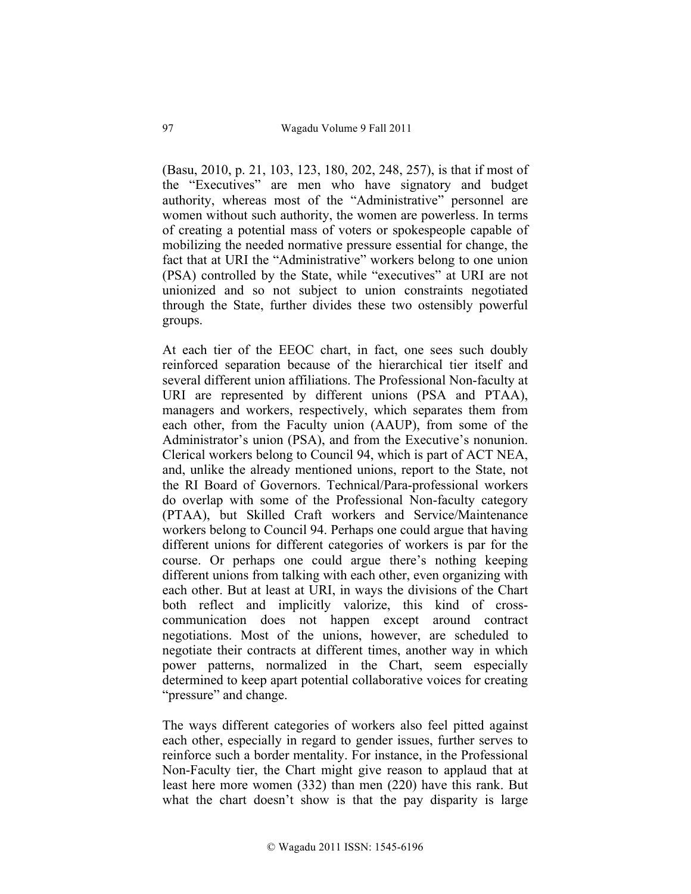(Basu, 2010, p. 21, 103, 123, 180, 202, 248, 257), is that if most of the "Executives" are men who have signatory and budget authority, whereas most of the "Administrative" personnel are women without such authority, the women are powerless. In terms of creating a potential mass of voters or spokespeople capable of mobilizing the needed normative pressure essential for change, the fact that at URI the "Administrative" workers belong to one union (PSA) controlled by the State, while "executives" at URI are not unionized and so not subject to union constraints negotiated through the State, further divides these two ostensibly powerful groups.

At each tier of the EEOC chart, in fact, one sees such doubly reinforced separation because of the hierarchical tier itself and several different union affiliations. The Professional Non-faculty at URI are represented by different unions (PSA and PTAA), managers and workers, respectively, which separates them from each other, from the Faculty union (AAUP), from some of the Administrator's union (PSA), and from the Executive's nonunion. Clerical workers belong to Council 94, which is part of ACT NEA, and, unlike the already mentioned unions, report to the State, not the RI Board of Governors. Technical/Para-professional workers do overlap with some of the Professional Non-faculty category (PTAA), but Skilled Craft workers and Service/Maintenance workers belong to Council 94. Perhaps one could argue that having different unions for different categories of workers is par for the course. Or perhaps one could argue there's nothing keeping different unions from talking with each other, even organizing with each other. But at least at URI, in ways the divisions of the Chart both reflect and implicitly valorize, this kind of cross-communication does not happen except around contract negotiations. Most of the unions, however, are scheduled to negotiate their contracts at different times, another way in which power patterns, normalized in the Chart, seem especially determined to keep apart potential collaborative voices for creating "pressure" and change.

The ways different categories of workers also feel pitted against each other, especially in regard to gender issues, further serves to reinforce such a border mentality. For instance, in the Professional Non-Faculty tier, the Chart might give reason to applaud that at least here more women (332) than men (220) have this rank. But what the chart doesn't show is that the pay disparity is large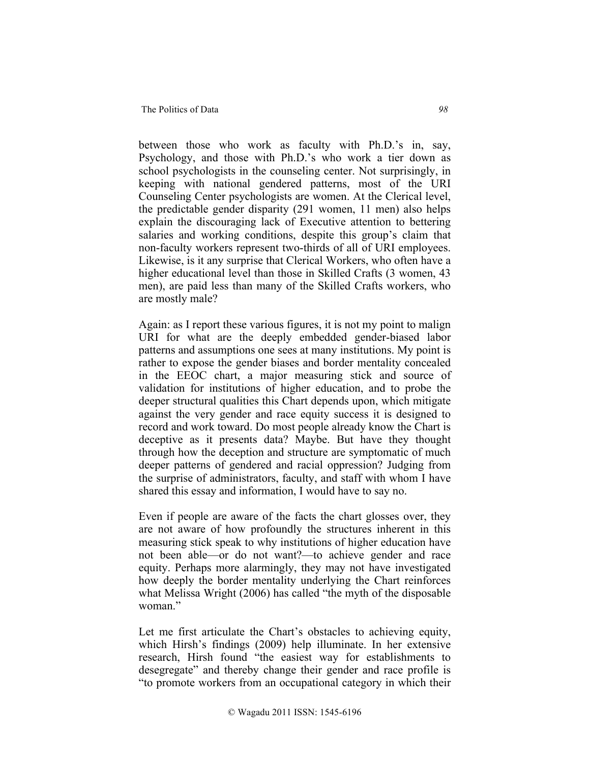between those who work as faculty with Ph.D.'s in, say, Psychology, and those with Ph.D.'s who work a tier down as school psychologists in the counseling center. Not surprisingly, in keeping with national gendered patterns, most of the URI Counseling Center psychologists are women. At the Clerical level, the predictable gender disparity (291 women, 11 men) also helps explain the discouraging lack of Executive attention to bettering salaries and working conditions, despite this group's claim that non-faculty workers represent two-thirds of all of URI employees. Likewise, is it any surprise that Clerical Workers, who often have a higher educational level than those in Skilled Crafts (3 women, 43 men), are paid less than many of the Skilled Crafts workers, who are mostly male?

Again: as I report these various figures, it is not my point to malign URI for what are the deeply embedded gender-biased labor patterns and assumptions one sees at many institutions. My point is rather to expose the gender biases and border mentality concealed in the EEOC chart, a major measuring stick and source of validation for institutions of higher education, and to probe the deeper structural qualities this Chart depends upon, which mitigate against the very gender and race equity success it is designed to record and work toward. Do most people already know the Chart is deceptive as it presents data? Maybe. But have they thought through how the deception and structure are symptomatic of much deeper patterns of gendered and racial oppression? Judging from the surprise of administrators, faculty, and staff with whom I have shared this essay and information, I would have to say no.

Even if people are aware of the facts the chart glosses over, they are not aware of how profoundly the structures inherent in this measuring stick speak to why institutions of higher education have not been able—or do not want?—to achieve gender and race equity. Perhaps more alarmingly, they may not have investigated how deeply the border mentality underlying the Chart reinforces what Melissa Wright (2006) has called "the myth of the disposable woman."

Let me first articulate the Chart's obstacles to achieving equity, which Hirsh's findings (2009) help illuminate. In her extensive research, Hirsh found "the easiest way for establishments to desegregate" and thereby change their gender and race profile is "to promote workers from an occupational category in which their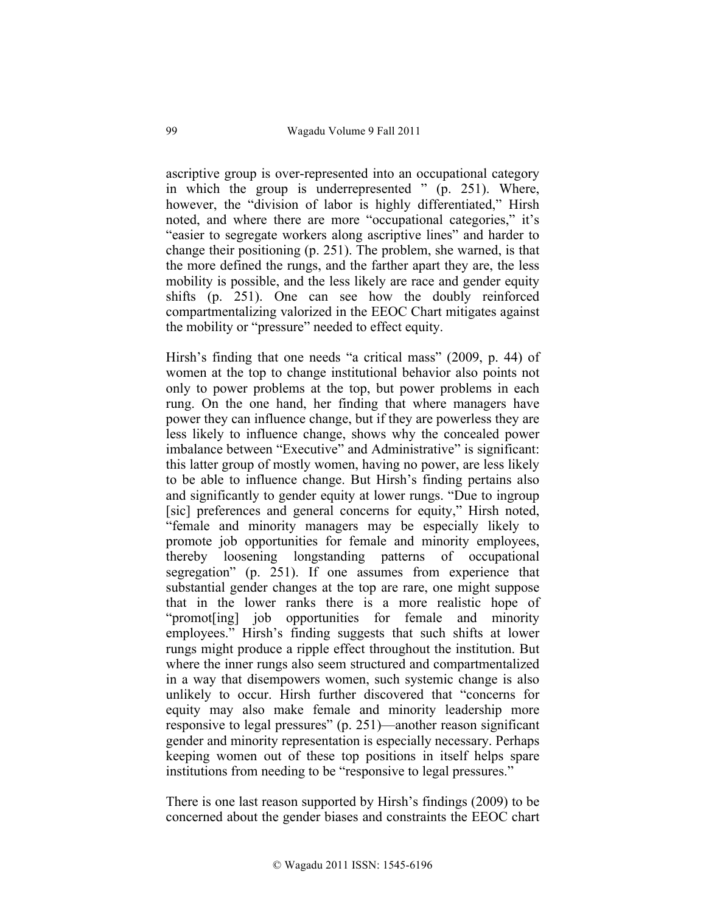ascriptive group is over-represented into an occupational category in which the group is underrepresented " (p. 251). Where, however, the "division of labor is highly differentiated," Hirsh noted, and where there are more "occupational categories," it's "easier to segregate workers along ascriptive lines" and harder to change their positioning (p. 251). The problem, she warned, is that the more defined the rungs, and the farther apart they are, the less mobility is possible, and the less likely are race and gender equity shifts (p. 251). One can see how the doubly reinforced compartmentalizing valorized in the EEOC Chart mitigates against the mobility or "pressure" needed to effect equity.

Hirsh's finding that one needs "a critical mass" (2009, p. 44) of women at the top to change institutional behavior also points not only to power problems at the top, but power problems in each rung. On the one hand, her finding that where managers have power they can influence change, but if they are powerless they are less likely to influence change, shows why the concealed power imbalance between "Executive" and Administrative" is significant: this latter group of mostly women, having no power, are less likely to be able to influence change. But Hirsh's finding pertains also and significantly to gender equity at lower rungs. "Due to ingroup [sic] preferences and general concerns for equity," Hirsh noted, "female and minority managers may be especially likely to promote job opportunities for female and minority employees, thereby loosening longstanding patterns of occupational segregation" (p. 251). If one assumes from experience that substantial gender changes at the top are rare, one might suppose that in the lower ranks there is a more realistic hope of "promot[ing] job opportunities for female and minority employees." Hirsh's finding suggests that such shifts at lower rungs might produce a ripple effect throughout the institution. But where the inner rungs also seem structured and compartmentalized in a way that disempowers women, such systemic change is also unlikely to occur. Hirsh further discovered that "concerns for equity may also make female and minority leadership more responsive to legal pressures" (p. 251)—another reason significant gender and minority representation is especially necessary. Perhaps keeping women out of these top positions in itself helps spare institutions from needing to be "responsive to legal pressures."

There is one last reason supported by Hirsh's findings (2009) to be concerned about the gender biases and constraints the EEOC chart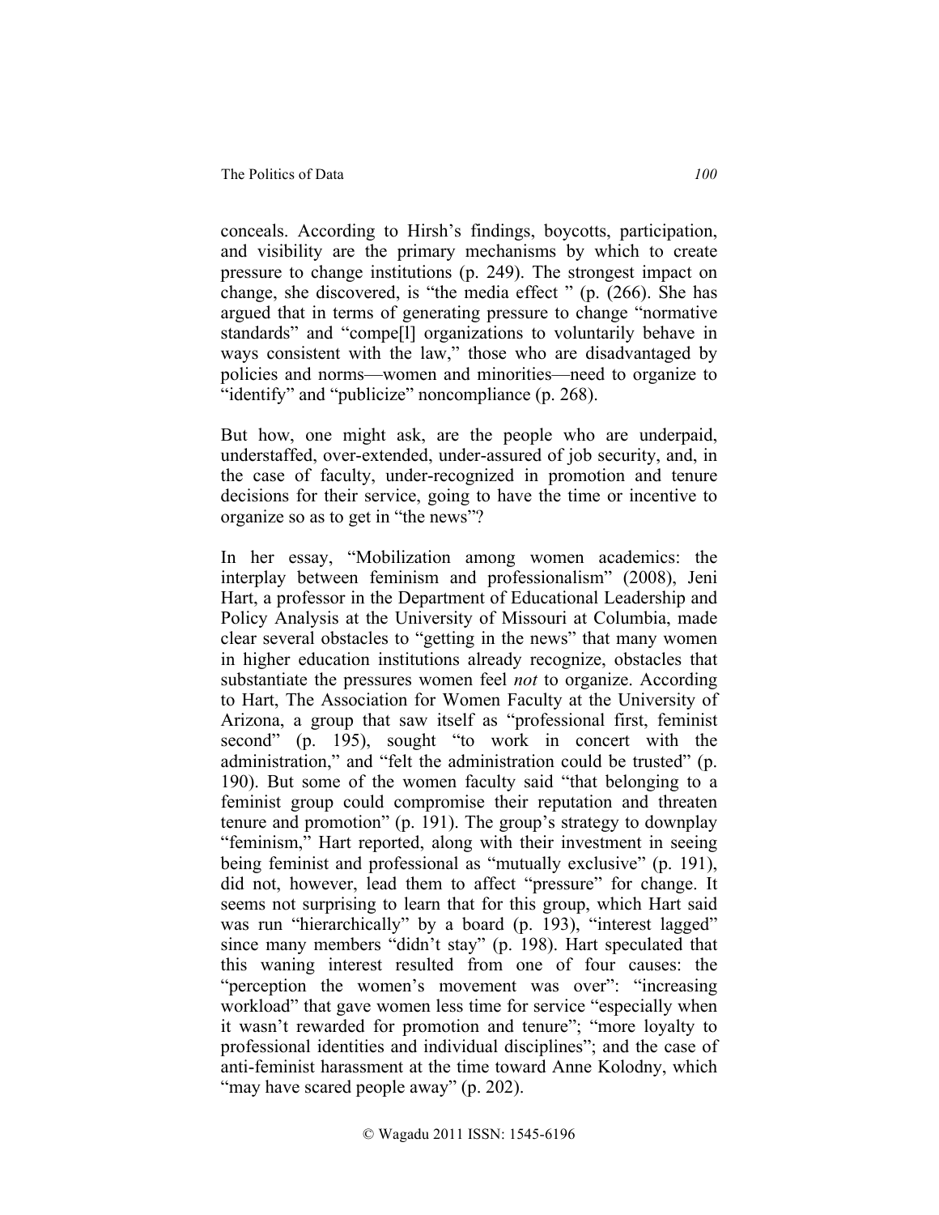conceals. According to Hirsh's findings, boycotts, participation, and visibility are the primary mechanisms by which to create pressure to change institutions (p. 249). The strongest impact on change, she discovered, is "the media effect " (p. (266). She has argued that in terms of generating pressure to change "normative standards" and "compe[l] organizations to voluntarily behave in ways consistent with the law," those who are disadvantaged by policies and norms—women and minorities—need to organize to "identify" and "publicize" noncompliance (p. 268).

But how, one might ask, are the people who are underpaid, understaffed, over-extended, under-assured of job security, and, in the case of faculty, under-recognized in promotion and tenure decisions for their service, going to have the time or incentive to organize so as to get in "the news"?

In her essay, "Mobilization among women academics: the interplay between feminism and professionalism" (2008), Jeni Hart, a professor in the Department of Educational Leadership and Policy Analysis at the University of Missouri at Columbia, made clear several obstacles to "getting in the news" that many women in higher education institutions already recognize, obstacles that substantiate the pressures women feel *not* to organize. According to Hart, The Association for Women Faculty at the University of Arizona, a group that saw itself as "professional first, feminist second" (p. 195), sought "to work in concert with the administration," and "felt the administration could be trusted" (p. 190). But some of the women faculty said "that belonging to a feminist group could compromise their reputation and threaten tenure and promotion" (p. 191). The group's strategy to downplay "feminism," Hart reported, along with their investment in seeing being feminist and professional as "mutually exclusive" (p. 191), did not, however, lead them to affect "pressure" for change. It seems not surprising to learn that for this group, which Hart said was run "hierarchically" by a board (p. 193), "interest lagged" since many members "didn't stay" (p. 198). Hart speculated that this waning interest resulted from one of four causes: the "perception the women's movement was over": "increasing workload" that gave women less time for service "especially when it wasn't rewarded for promotion and tenure"; "more loyalty to professional identities and individual disciplines"; and the case of anti-feminist harassment at the time toward Anne Kolodny, which "may have scared people away" (p. 202).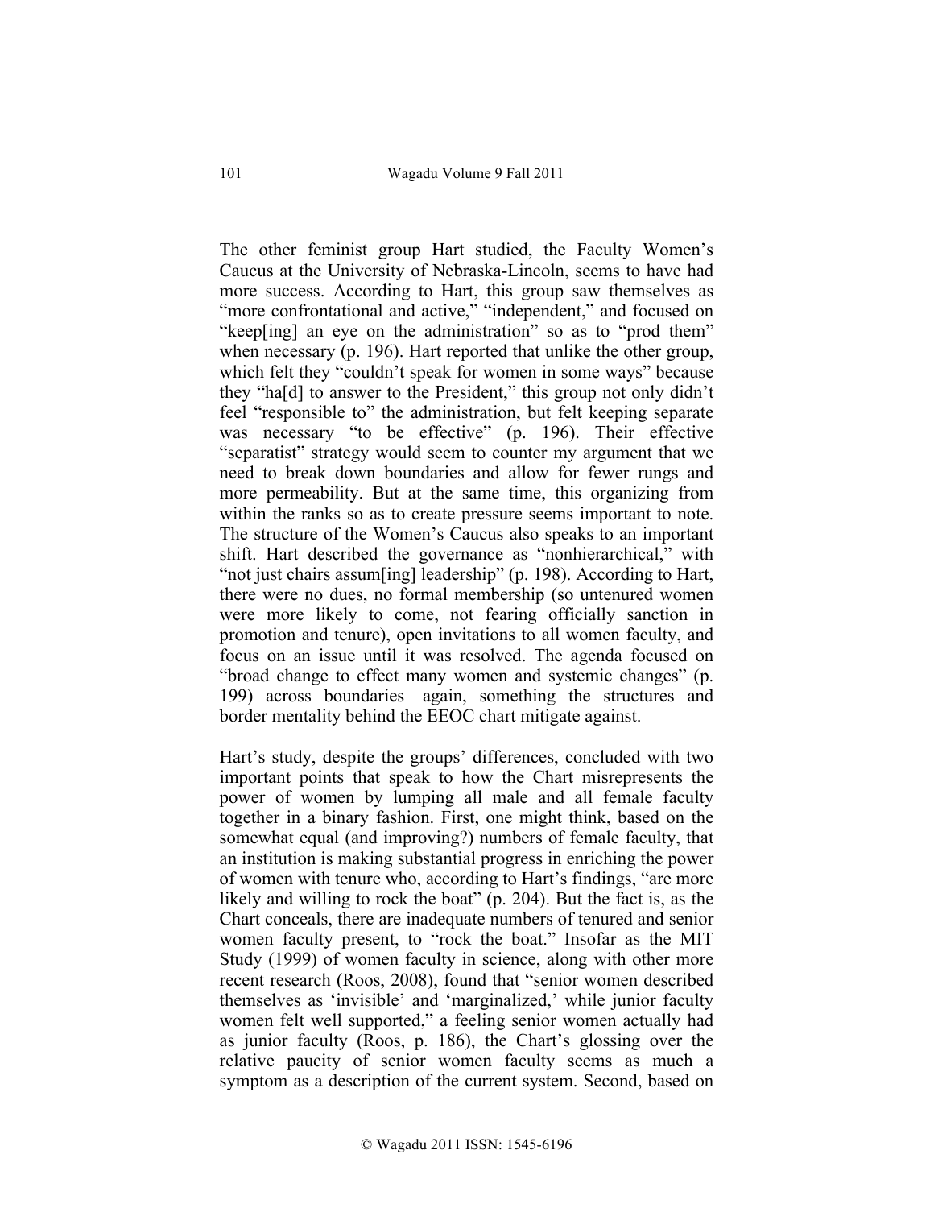The other feminist group Hart studied, the Faculty Women's Caucus at the University of Nebraska-Lincoln, seems to have had more success. According to Hart, this group saw themselves as "more confrontational and active," "independent," and focused on "keep[ing] an eye on the administration" so as to "prod them" when necessary (p. 196). Hart reported that unlike the other group, which felt they "couldn't speak for women in some ways" because they "ha[d] to answer to the President," this group not only didn't feel "responsible to" the administration, but felt keeping separate was necessary "to be effective" (p. 196). Their effective "separatist" strategy would seem to counter my argument that we need to break down boundaries and allow for fewer rungs and more permeability. But at the same time, this organizing from within the ranks so as to create pressure seems important to note. The structure of the Women's Caucus also speaks to an important shift. Hart described the governance as "nonhierarchical," with "not just chairs assum[ing] leadership" (p. 198). According to Hart, there were no dues, no formal membership (so untenured women were more likely to come, not fearing officially sanction in promotion and tenure), open invitations to all women faculty, and focus on an issue until it was resolved. The agenda focused on "broad change to effect many women and systemic changes" (p. 199) across boundaries—again, something the structures and border mentality behind the EEOC chart mitigate against.

Hart's study, despite the groups' differences, concluded with two important points that speak to how the Chart misrepresents the power of women by lumping all male and all female faculty together in a binary fashion. First, one might think, based on the somewhat equal (and improving?) numbers of female faculty, that an institution is making substantial progress in enriching the power of women with tenure who, according to Hart's findings, "are more likely and willing to rock the boat" (p. 204). But the fact is, as the Chart conceals, there are inadequate numbers of tenured and senior women faculty present, to "rock the boat." Insofar as the MIT Study (1999) of women faculty in science, along with other more recent research (Roos, 2008), found that "senior women described themselves as 'invisible' and 'marginalized,' while junior faculty women felt well supported," a feeling senior women actually had as junior faculty (Roos, p. 186), the Chart's glossing over the relative paucity of senior women faculty seems as much a symptom as a description of the current system. Second, based on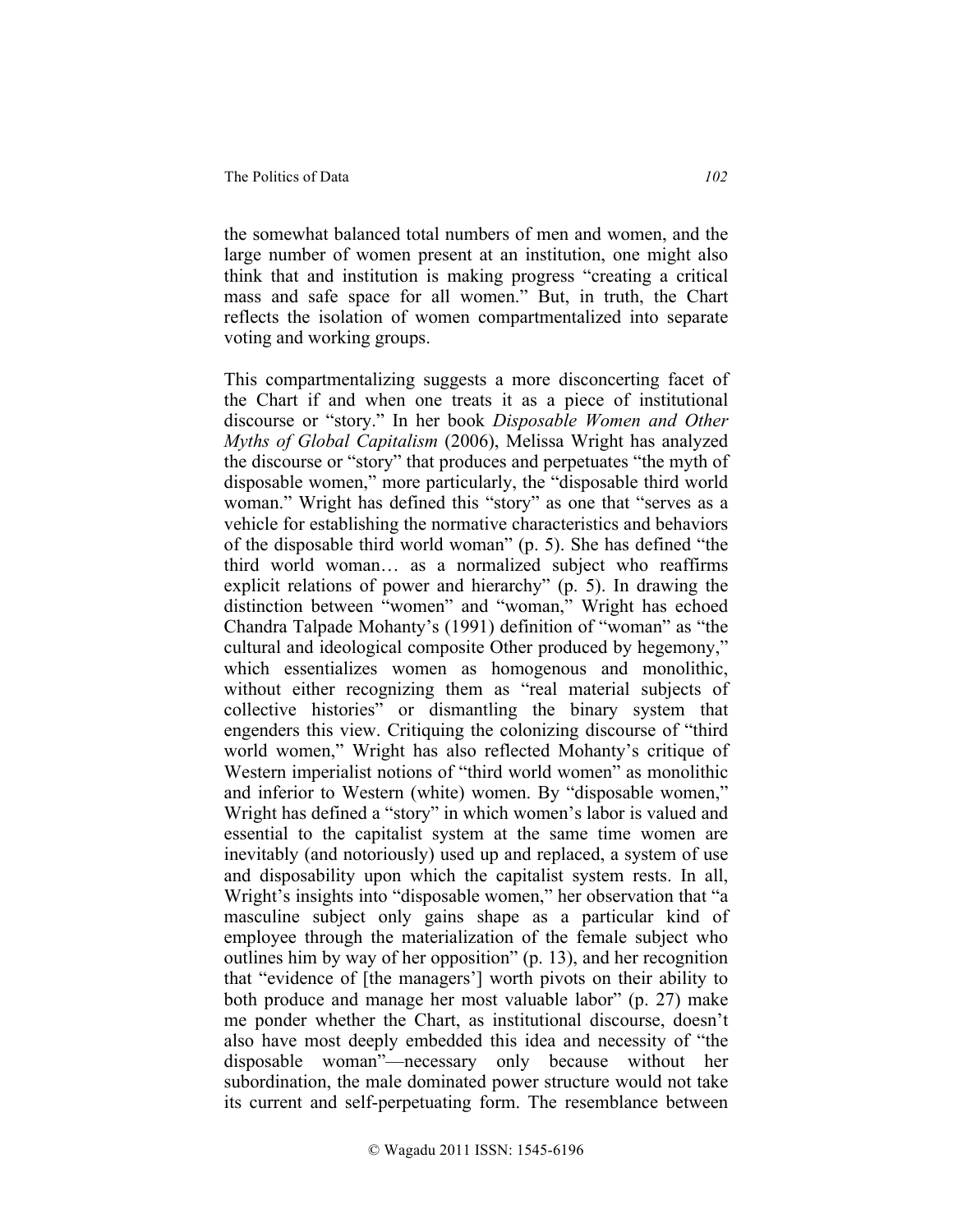the somewhat balanced total numbers of men and women, and the large number of women present at an institution, one might also think that and institution is making progress "creating a critical mass and safe space for all women." But, in truth, the Chart reflects the isolation of women compartmentalized into separate voting and working groups.

This compartmentalizing suggests a more disconcerting facet of the Chart if and when one treats it as a piece of institutional discourse or "story." In her book *Disposable Women and Other Myths of Global Capitalism* (2006), Melissa Wright has analyzed the discourse or "story" that produces and perpetuates "the myth of disposable women," more particularly, the "disposable third world woman." Wright has defined this "story" as one that "serves as a vehicle for establishing the normative characteristics and behaviors of the disposable third world woman" (p. 5). She has defined "the third world woman… as a normalized subject who reaffirms explicit relations of power and hierarchy" (p. 5). In drawing the distinction between "women" and "woman," Wright has echoed Chandra Talpade Mohanty's (1991) definition of "woman" as "the cultural and ideological composite Other produced by hegemony," which essentializes women as homogenous and monolithic, without either recognizing them as "real material subjects of collective histories" or dismantling the binary system that engenders this view. Critiquing the colonizing discourse of "third world women," Wright has also reflected Mohanty's critique of Western imperialist notions of "third world women" as monolithic and inferior to Western (white) women. By "disposable women," Wright has defined a "story" in which women's labor is valued and essential to the capitalist system at the same time women are inevitably (and notoriously) used up and replaced, a system of use and disposability upon which the capitalist system rests. In all, Wright's insights into "disposable women," her observation that "a masculine subject only gains shape as a particular kind of employee through the materialization of the female subject who outlines him by way of her opposition" (p. 13), and her recognition that "evidence of [the managers'] worth pivots on their ability to both produce and manage her most valuable labor" (p. 27) make me ponder whether the Chart, as institutional discourse, doesn't also have most deeply embedded this idea and necessity of "the disposable woman"—necessary only because without her subordination, the male dominated power structure would not take its current and self-perpetuating form. The resemblance between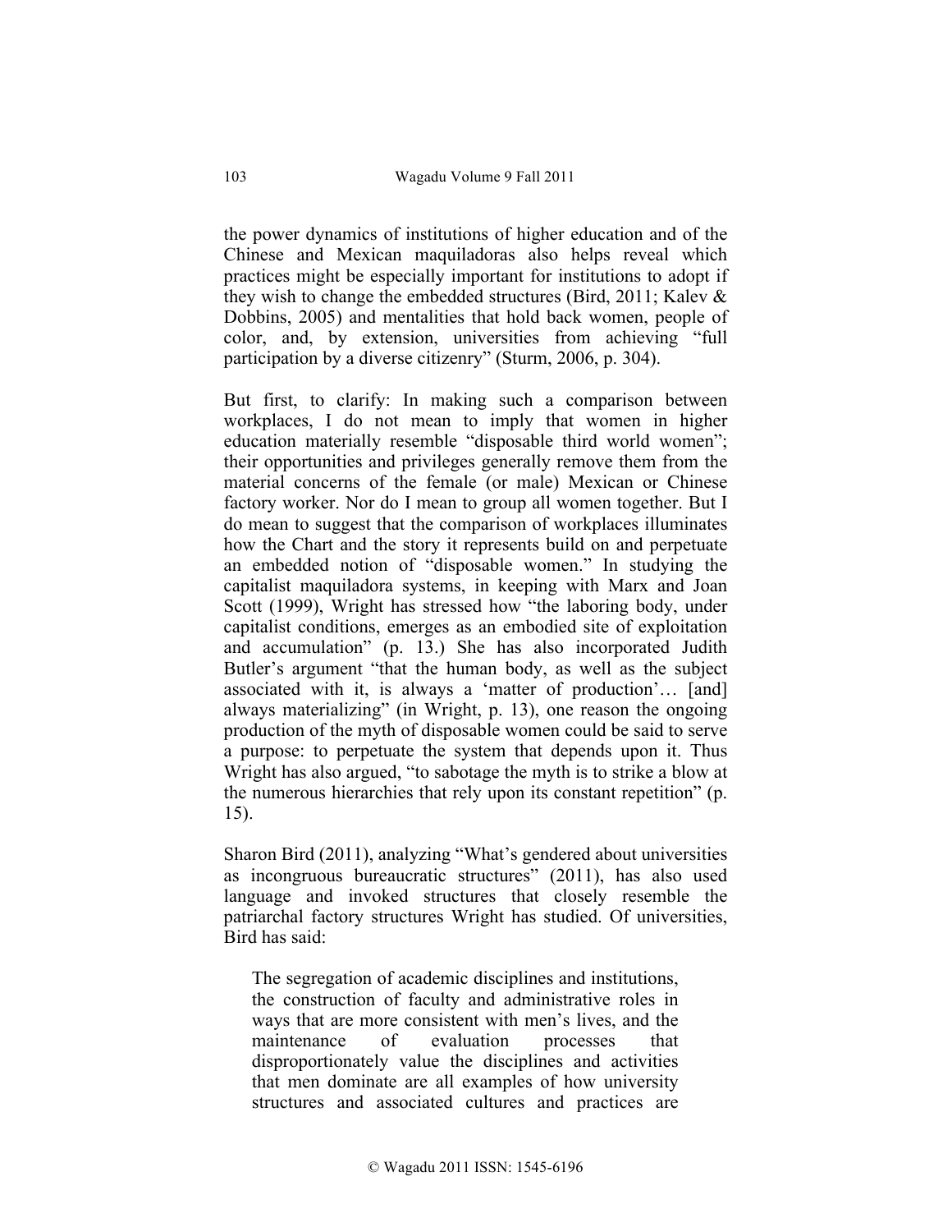the power dynamics of institutions of higher education and of the Chinese and Mexican maquiladoras also helps reveal which practices might be especially important for institutions to adopt if they wish to change the embedded structures (Bird, 2011; Kalev & Dobbins, 2005) and mentalities that hold back women, people of color, and, by extension, universities from achieving "full participation by a diverse citizenry" (Sturm, 2006, p. 304).

But first, to clarify: In making such a comparison between workplaces, I do not mean to imply that women in higher education materially resemble "disposable third world women"; their opportunities and privileges generally remove them from the material concerns of the female (or male) Mexican or Chinese factory worker. Nor do I mean to group all women together. But I do mean to suggest that the comparison of workplaces illuminates how the Chart and the story it represents build on and perpetuate an embedded notion of "disposable women." In studying the capitalist maquiladora systems, in keeping with Marx and Joan Scott (1999), Wright has stressed how "the laboring body, under capitalist conditions, emerges as an embodied site of exploitation and accumulation" (p. 13.) She has also incorporated Judith Butler's argument "that the human body, as well as the subject associated with it, is always a 'matter of production'… [and] always materializing" (in Wright, p. 13), one reason the ongoing production of the myth of disposable women could be said to serve a purpose: to perpetuate the system that depends upon it. Thus Wright has also argued, "to sabotage the myth is to strike a blow at the numerous hierarchies that rely upon its constant repetition" (p. 15).

Sharon Bird (2011), analyzing "What's gendered about universities as incongruous bureaucratic structures" (2011), has also used language and invoked structures that closely resemble the patriarchal factory structures Wright has studied. Of universities, Bird has said:

> The segregation of academic disciplines and institutions, the construction of faculty and administrative roles in ways that are more consistent with men's lives, and the maintenance of evaluation processes that disproportionately value the disciplines and activities that men dominate are all examples of how university structures and associated cultures and practices are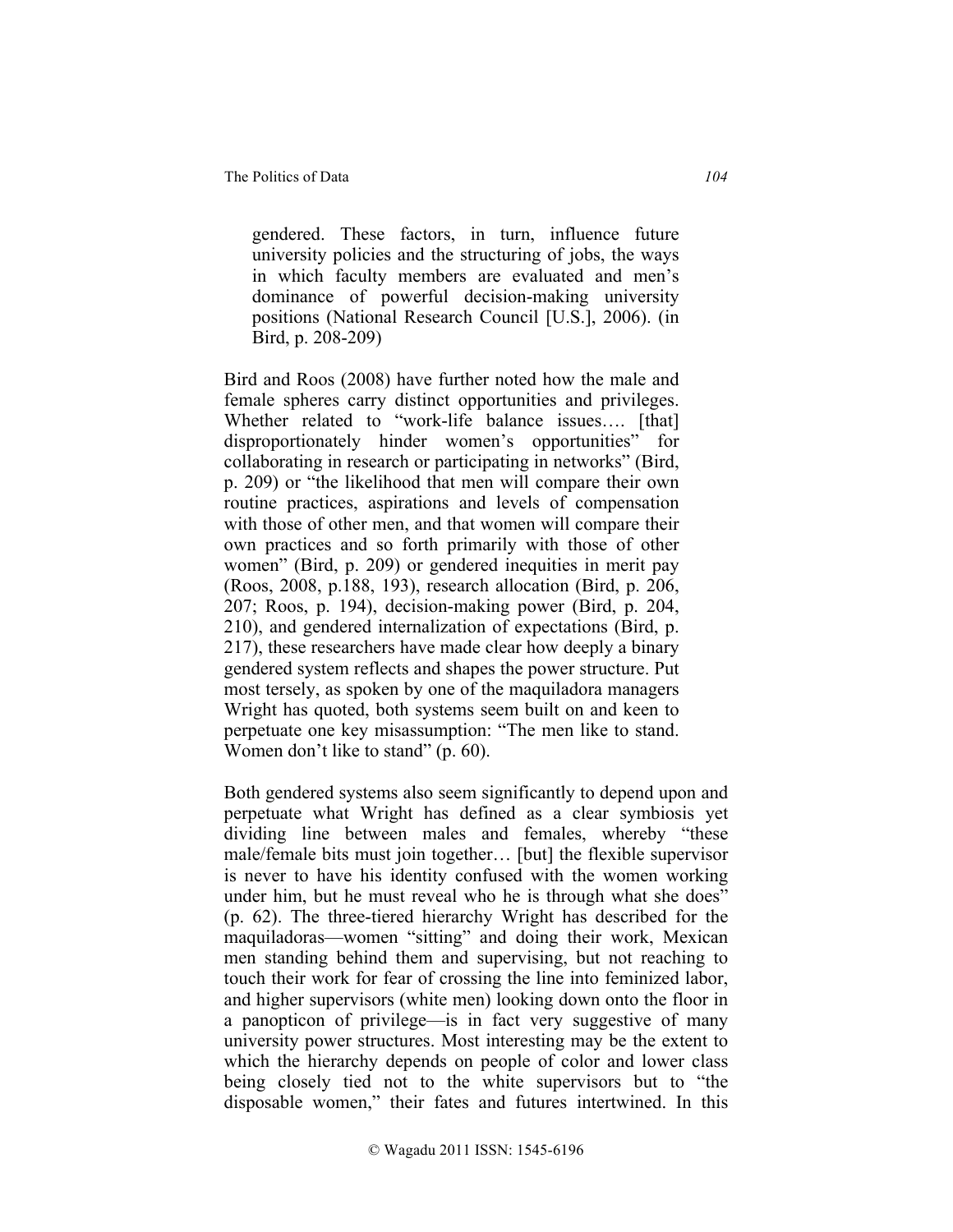> gendered. These factors, in turn, influence future university policies and the structuring of jobs, the ways in which faculty members are evaluated and men's dominance of powerful decision-making university positions (National Research Council [U.S.], 2006). (in Bird, p. 208-209)

Bird and Roos (2008) have further noted how the male and female spheres carry distinct opportunities and privileges. Whether related to "work-life balance issues…. [that] disproportionately hinder women's opportunities" for collaborating in research or participating in networks" (Bird, p. 209) or "the likelihood that men will compare their own routine practices, aspirations and levels of compensation with those of other men, and that women will compare their own practices and so forth primarily with those of other women" (Bird, p. 209) or gendered inequities in merit pay (Roos, 2008, p.188, 193), research allocation (Bird, p. 206, 207; Roos, p. 194), decision-making power (Bird, p. 204, 210), and gendered internalization of expectations (Bird, p. 217), these researchers have made clear how deeply a binary gendered system reflects and shapes the power structure. Put most tersely, as spoken by one of the maquiladora managers Wright has quoted, both systems seem built on and keen to perpetuate one key misassumption: "The men like to stand. Women don't like to stand" (p. 60).

Both gendered systems also seem significantly to depend upon and perpetuate what Wright has defined as a clear symbiosis yet dividing line between males and females, whereby "these male/female bits must join together… [but] the flexible supervisor is never to have his identity confused with the women working under him, but he must reveal who he is through what she does" (p. 62). The three-tiered hierarchy Wright has described for the maquiladoras—women "sitting" and doing their work, Mexican men standing behind them and supervising, but not reaching to touch their work for fear of crossing the line into feminized labor, and higher supervisors (white men) looking down onto the floor in a panopticon of privilege—is in fact very suggestive of many university power structures. Most interesting may be the extent to which the hierarchy depends on people of color and lower class being closely tied not to the white supervisors but to "the disposable women," their fates and futures intertwined. In this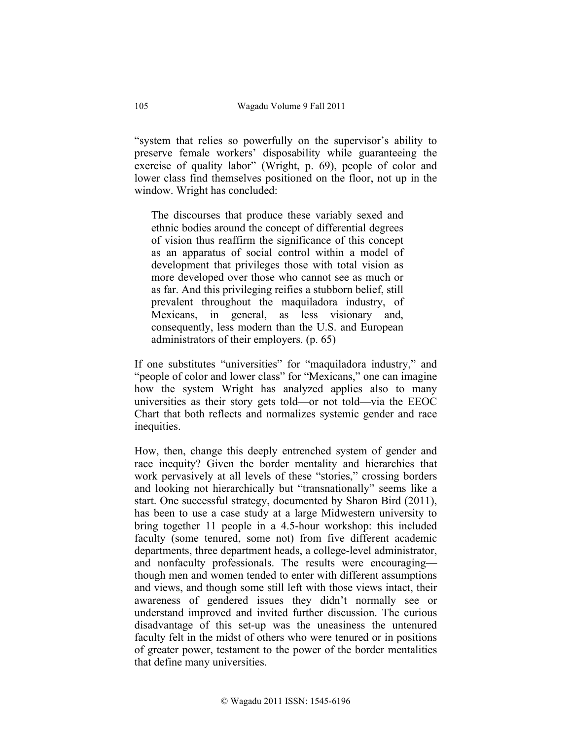"system that relies so powerfully on the supervisor's ability to preserve female workers' disposability while guaranteeing the exercise of quality labor" (Wright, p. 69), people of color and lower class find themselves positioned on the floor, not up in the window. Wright has concluded:

> The discourses that produce these variably sexed and ethnic bodies around the concept of differential degrees of vision thus reaffirm the significance of this concept as an apparatus of social control within a model of development that privileges those with total vision as more developed over those who cannot see as much or as far. And this privileging reifies a stubborn belief, still prevalent throughout the maquiladora industry, of Mexicans, in general, as less visionary and, consequently, less modern than the U.S. and European administrators of their employers. (p. 65)

If one substitutes "universities" for "maquiladora industry," and "people of color and lower class" for "Mexicans," one can imagine how the system Wright has analyzed applies also to many universities as their story gets told—or not told—via the EEOC Chart that both reflects and normalizes systemic gender and race inequities.

How, then, change this deeply entrenched system of gender and race inequity? Given the border mentality and hierarchies that work pervasively at all levels of these "stories," crossing borders and looking not hierarchically but "transnationally" seems like a start. One successful strategy, documented by Sharon Bird (2011), has been to use a case study at a large Midwestern university to bring together 11 people in a 4.5-hour workshop: this included faculty (some tenured, some not) from five different academic departments, three department heads, a college-level administrator, and nonfaculty professionals. The results were encouraging—though men and women tended to enter with different assumptions and views, and though some still left with those views intact, their awareness of gendered issues they didn't normally see or understand improved and invited further discussion. The curious disadvantage of this set-up was the uneasiness the untenured faculty felt in the midst of others who were tenured or in positions of greater power, testament to the power of the border mentalities that define many universities.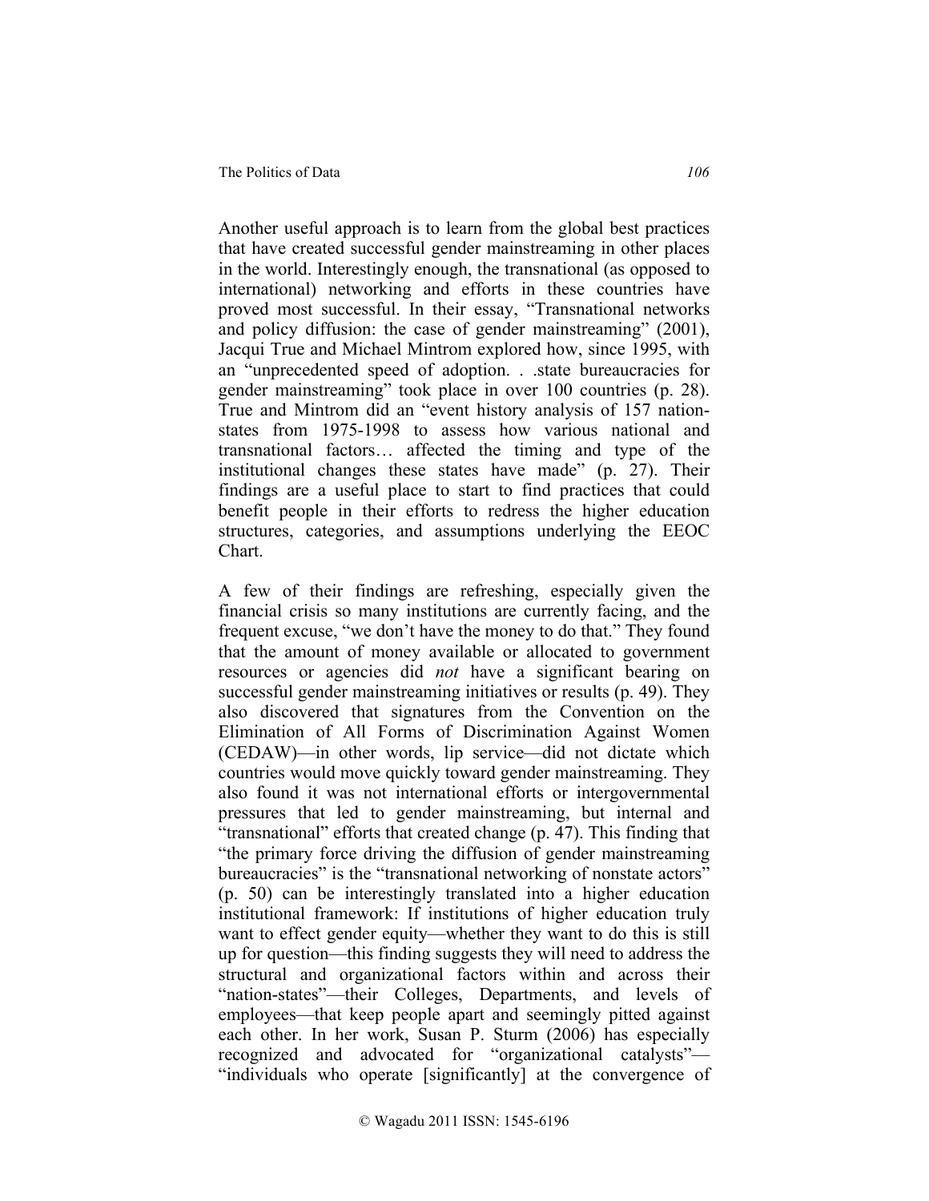Another useful approach is to learn from the global best practices that have created successful gender mainstreaming in other places in the world. Interestingly enough, the transnational (as opposed to international) networking and efforts in these countries have proved most successful. In their essay, "Transnational networks and policy diffusion: the case of gender mainstreaming" (2001), Jacqui True and Michael Mintrom explored how, since 1995, with an "unprecedented speed of adoption. . .state bureaucracies for gender mainstreaming" took place in over 100 countries (p. 28). True and Mintrom did an "event history analysis of 157 nation-states from 1975-1998 to assess how various national and transnational factors… affected the timing and type of the institutional changes these states have made" (p. 27). Their findings are a useful place to start to find practices that could benefit people in their efforts to redress the higher education structures, categories, and assumptions underlying the EEOC Chart.

A few of their findings are refreshing, especially given the financial crisis so many institutions are currently facing, and the frequent excuse, "we don't have the money to do that." They found that the amount of money available or allocated to government resources or agencies did *not* have a significant bearing on successful gender mainstreaming initiatives or results (p. 49). They also discovered that signatures from the Convention on the Elimination of All Forms of Discrimination Against Women (CEDAW)—in other words, lip service—did not dictate which countries would move quickly toward gender mainstreaming. They also found it was not international efforts or intergovernmental pressures that led to gender mainstreaming, but internal and "transnational" efforts that created change (p. 47). This finding that "the primary force driving the diffusion of gender mainstreaming bureaucracies" is the "transnational networking of nonstate actors" (p. 50) can be interestingly translated into a higher education institutional framework: If institutions of higher education truly want to effect gender equity—whether they want to do this is still up for question—this finding suggests they will need to address the structural and organizational factors within and across their "nation-states"—their Colleges, Departments, and levels of employees—that keep people apart and seemingly pitted against each other. In her work, Susan P. Sturm (2006) has especially recognized and advocated for "organizational catalysts"—"individuals who operate [significantly] at the convergence of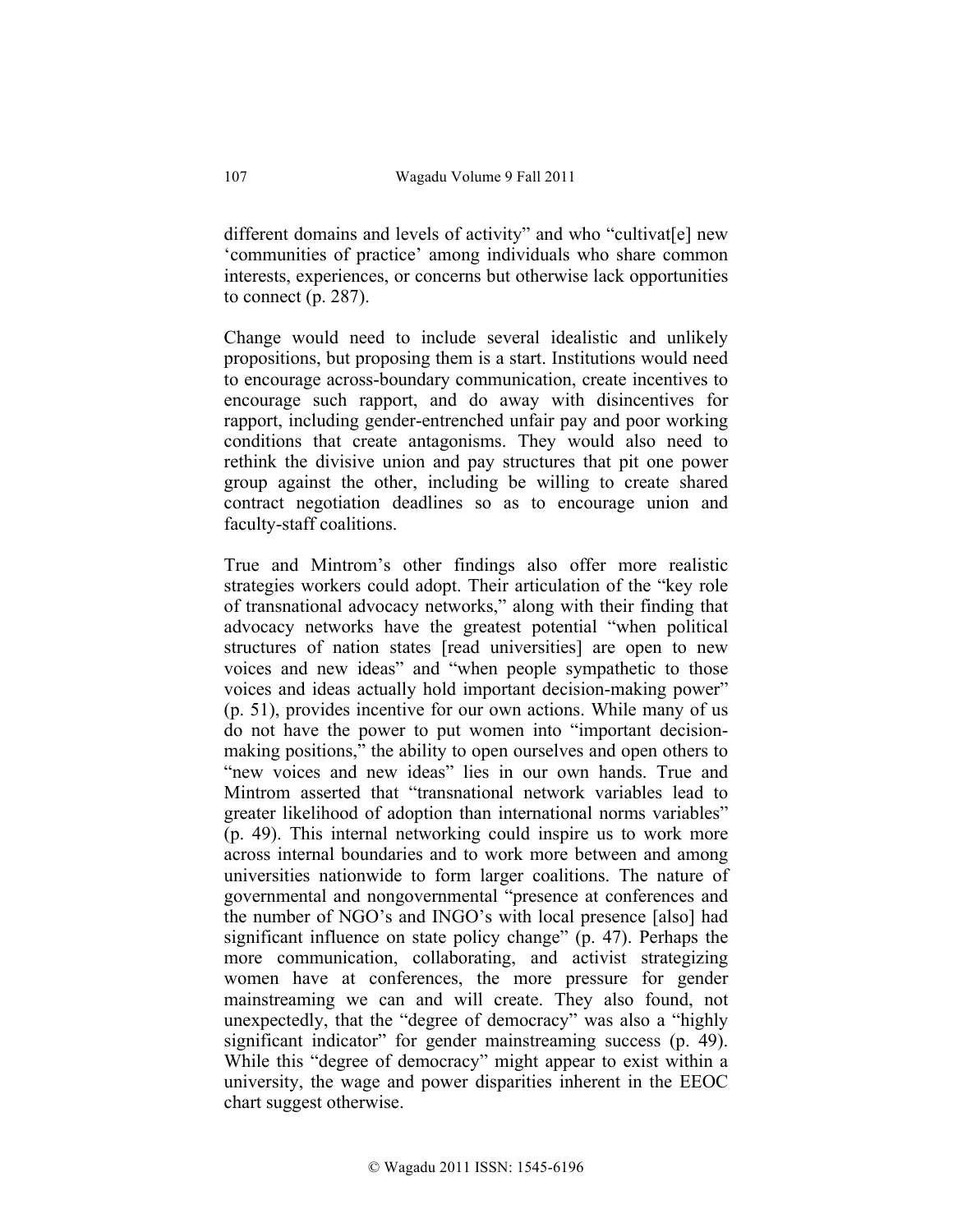different domains and levels of activity" and who "cultivat[e] new 'communities of practice' among individuals who share common interests, experiences, or concerns but otherwise lack opportunities to connect (p. 287).

Change would need to include several idealistic and unlikely propositions, but proposing them is a start. Institutions would need to encourage across-boundary communication, create incentives to encourage such rapport, and do away with disincentives for rapport, including gender-entrenched unfair pay and poor working conditions that create antagonisms. They would also need to rethink the divisive union and pay structures that pit one power group against the other, including be willing to create shared contract negotiation deadlines so as to encourage union and faculty-staff coalitions.

True and Mintrom's other findings also offer more realistic strategies workers could adopt. Their articulation of the "key role of transnational advocacy networks," along with their finding that advocacy networks have the greatest potential "when political structures of nation states [read universities] are open to new voices and new ideas" and "when people sympathetic to those voices and ideas actually hold important decision-making power" (p. 51), provides incentive for our own actions. While many of us do not have the power to put women into "important decision-making positions," the ability to open ourselves and open others to "new voices and new ideas" lies in our own hands. True and Mintrom asserted that "transnational network variables lead to greater likelihood of adoption than international norms variables" (p. 49). This internal networking could inspire us to work more across internal boundaries and to work more between and among universities nationwide to form larger coalitions. The nature of governmental and nongovernmental "presence at conferences and the number of NGO's and INGO's with local presence [also] had significant influence on state policy change" (p. 47). Perhaps the more communication, collaborating, and activist strategizing women have at conferences, the more pressure for gender mainstreaming we can and will create. They also found, not unexpectedly, that the "degree of democracy" was also a "highly significant indicator" for gender mainstreaming success (p. 49). While this "degree of democracy" might appear to exist within a university, the wage and power disparities inherent in the EEOC chart suggest otherwise.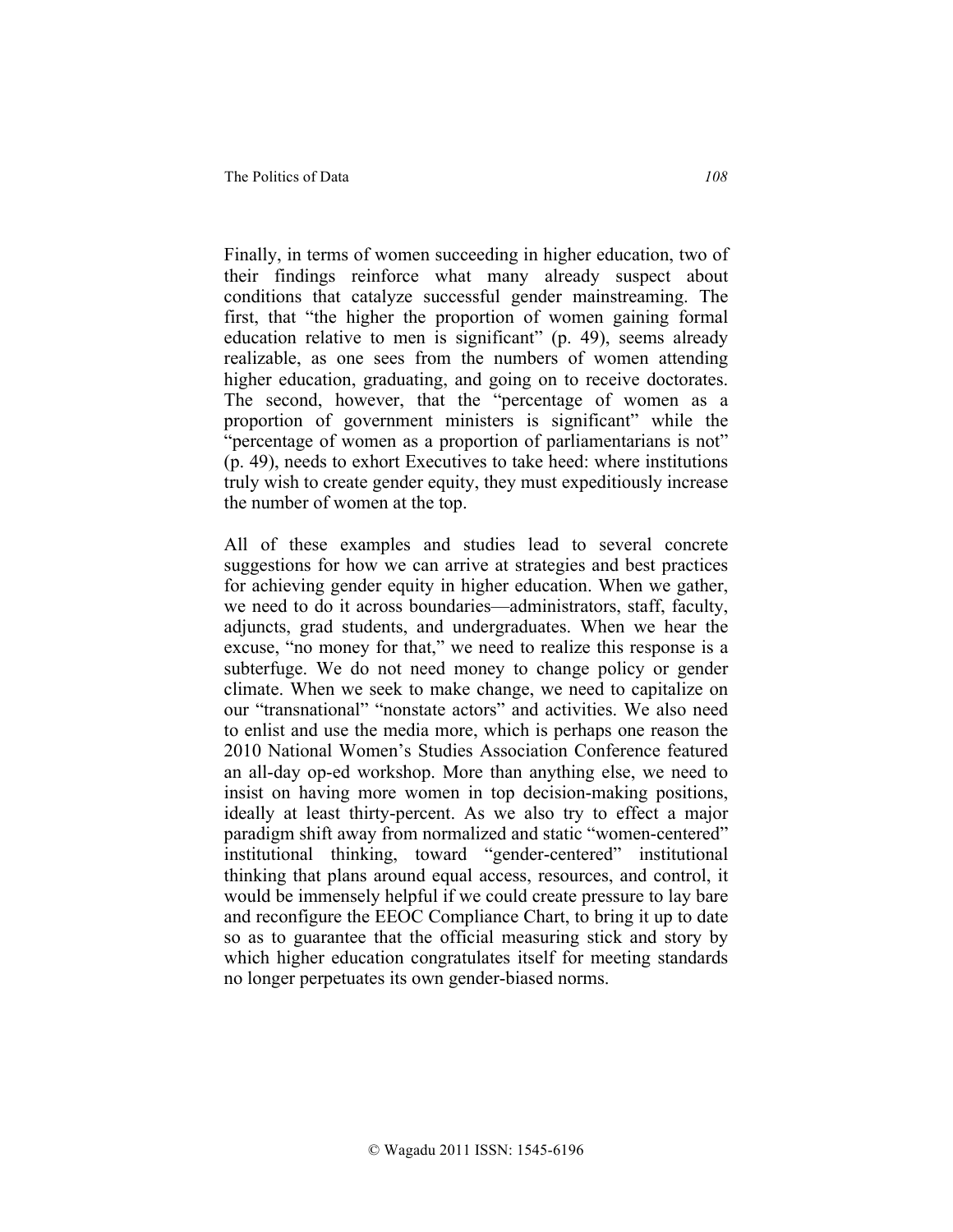Finally, in terms of women succeeding in higher education, two of their findings reinforce what many already suspect about conditions that catalyze successful gender mainstreaming. The first, that "the higher the proportion of women gaining formal education relative to men is significant" (p. 49), seems already realizable, as one sees from the numbers of women attending higher education, graduating, and going on to receive doctorates. The second, however, that the "percentage of women as a proportion of government ministers is significant" while the "percentage of women as a proportion of parliamentarians is not" (p. 49), needs to exhort Executives to take heed: where institutions truly wish to create gender equity, they must expeditiously increase the number of women at the top.

All of these examples and studies lead to several concrete suggestions for how we can arrive at strategies and best practices for achieving gender equity in higher education. When we gather, we need to do it across boundaries—administrators, staff, faculty, adjuncts, grad students, and undergraduates. When we hear the excuse, "no money for that," we need to realize this response is a subterfuge. We do not need money to change policy or gender climate. When we seek to make change, we need to capitalize on our "transnational" "nonstate actors" and activities. We also need to enlist and use the media more, which is perhaps one reason the 2010 National Women's Studies Association Conference featured an all-day op-ed workshop. More than anything else, we need to insist on having more women in top decision-making positions, ideally at least thirty-percent. As we also try to effect a major paradigm shift away from normalized and static "women-centered" institutional thinking, toward "gender-centered" institutional thinking that plans around equal access, resources, and control, it would be immensely helpful if we could create pressure to lay bare and reconfigure the EEOC Compliance Chart, to bring it up to date so as to guarantee that the official measuring stick and story by which higher education congratulates itself for meeting standards no longer perpetuates its own gender-biased norms.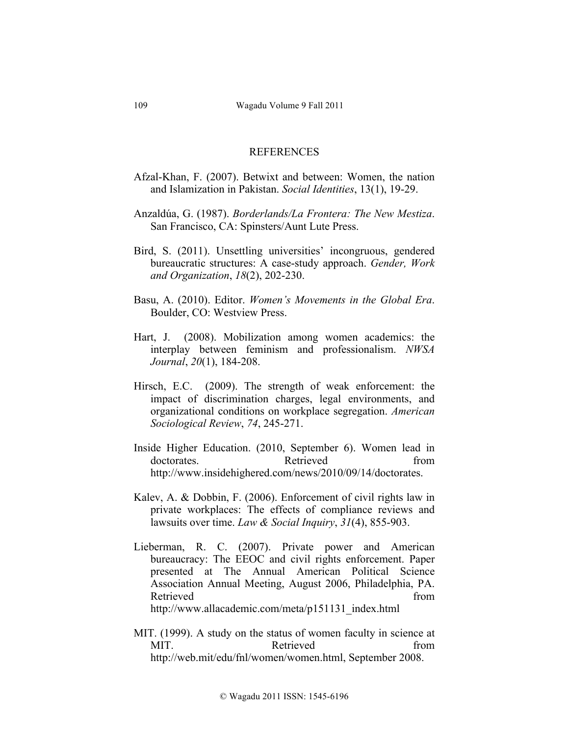## REFERENCES

Afzal-Khan, F. (2007). Betwixt and between: Women, the nation and Islamization in Pakistan. *Social Identities*, 13(1), 19-29.

Anzaldúa, G. (1987). *Borderlands/La Frontera: The New Mestiza*. San Francisco, CA: Spinsters/Aunt Lute Press.

Bird, S. (2011). Unsettling universities' incongruous, gendered bureaucratic structures: A case-study approach. *Gender, Work and Organization*, *18*(2), 202-230.

Basu, A. (2010). Editor. *Women's Movements in the Global Era*. Boulder, CO: Westview Press.

Hart, J. (2008). Mobilization among women academics: the interplay between feminism and professionalism. *NWSA Journal*, *20*(1), 184-208.

Hirsch, E.C. (2009). The strength of weak enforcement: the impact of discrimination charges, legal environments, and organizational conditions on workplace segregation. *American Sociological Review*, *74*, 245-271.

Inside Higher Education. (2010, September 6). Women lead in doctorates. Retrieved from http://www.insidehighered.com/news/2010/09/14/doctorates.

Kalev, A. & Dobbin, F. (2006). Enforcement of civil rights law in private workplaces: The effects of compliance reviews and lawsuits over time. *Law & Social Inquiry*, *31*(4), 855-903.

Lieberman, R. C. (2007). Private power and American bureaucracy: The EEOC and civil rights enforcement. Paper presented at The Annual American Political Science Association Annual Meeting, August 2006, Philadelphia, PA. Retrieved from http://www.allacademic.com/meta/p151131_index.html

MIT. (1999). A study on the status of women faculty in science at MIT. Retrieved from http://web.mit/edu/fnl/women/women.html, September 2008.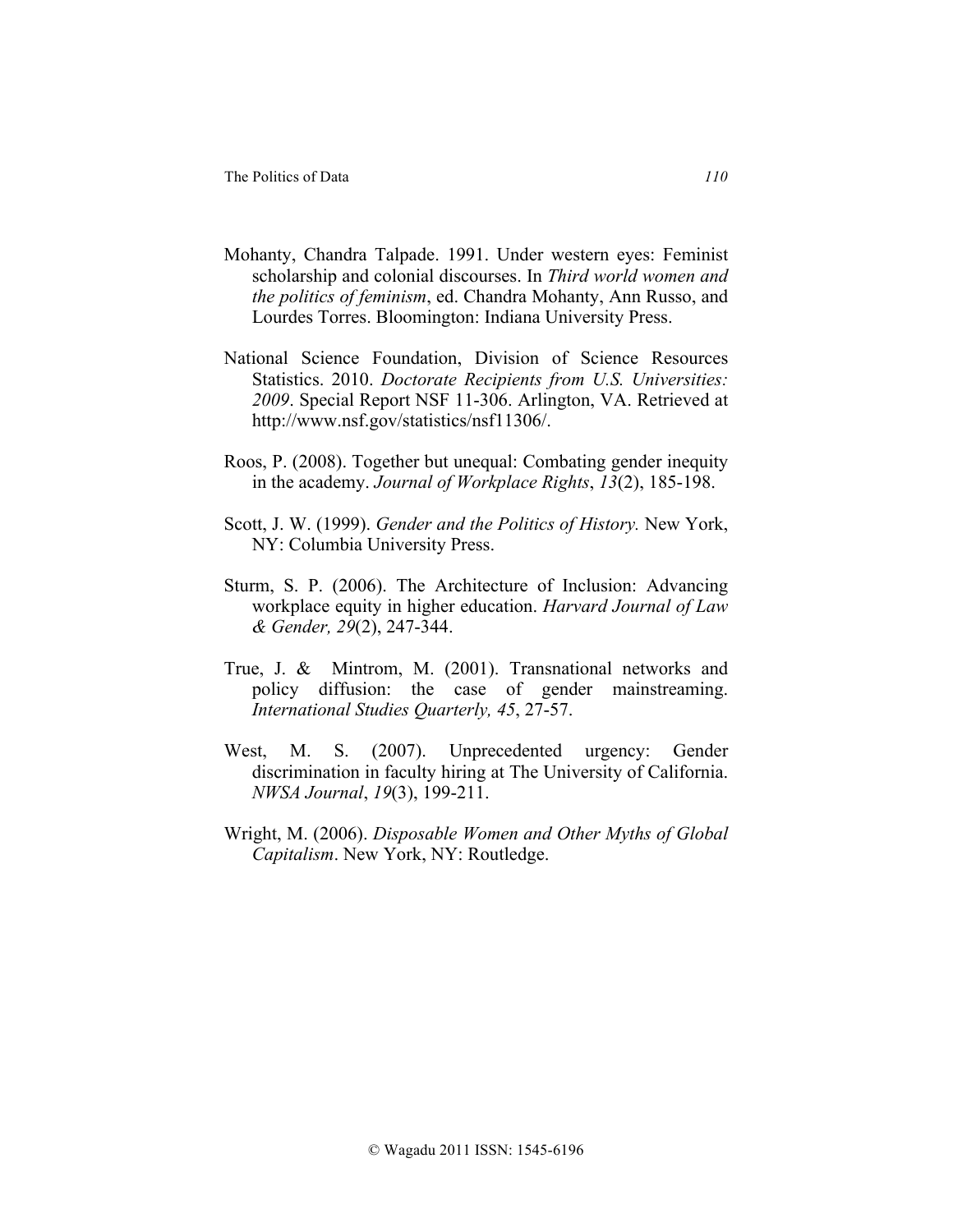Mohanty, Chandra Talpade. 1991. Under western eyes: Feminist scholarship and colonial discourses. In *Third world women and the politics of feminism*, ed. Chandra Mohanty, Ann Russo, and Lourdes Torres. Bloomington: Indiana University Press.

National Science Foundation, Division of Science Resources Statistics. 2010. *Doctorate Recipients from U.S. Universities: 2009*. Special Report NSF 11-306. Arlington, VA. Retrieved at http://www.nsf.gov/statistics/nsf11306/.

Roos, P. (2008). Together but unequal: Combating gender inequity in the academy. *Journal of Workplace Rights*, *13*(2), 185-198.

Scott, J. W. (1999). *Gender and the Politics of History.* New York, NY: Columbia University Press.

Sturm, S. P. (2006). The Architecture of Inclusion: Advancing workplace equity in higher education. *Harvard Journal of Law & Gender, 29*(2), 247-344.

True, J. & Mintrom, M. (2001). Transnational networks and policy diffusion: the case of gender mainstreaming. *International Studies Quarterly, 45*, 27-57.

West, M. S. (2007). Unprecedented urgency: Gender discrimination in faculty hiring at The University of California. *NWSA Journal*, *19*(3), 199-211.

Wright, M. (2006). *Disposable Women and Other Myths of Global Capitalism*. New York, NY: Routledge.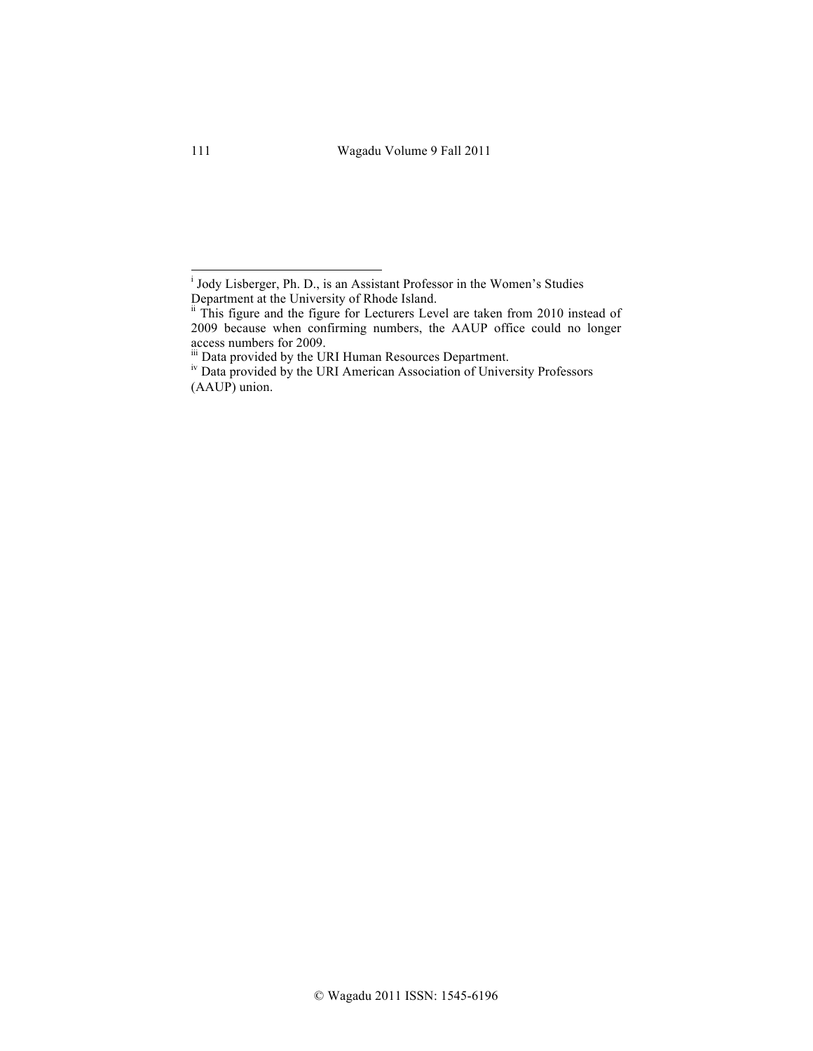[i] Jody Lisberger, Ph. D., is an Assistant Professor in the Women's Studies Department at the University of Rhode Island.

[ii] This figure and the figure for Lecturers Level are taken from 2010 instead of 2009 because when confirming numbers, the AAUP office could no longer access numbers for 2009.

[iii] Data provided by the URI Human Resources Department.

[iv] Data provided by the URI American Association of University Professors (AAUP) union.